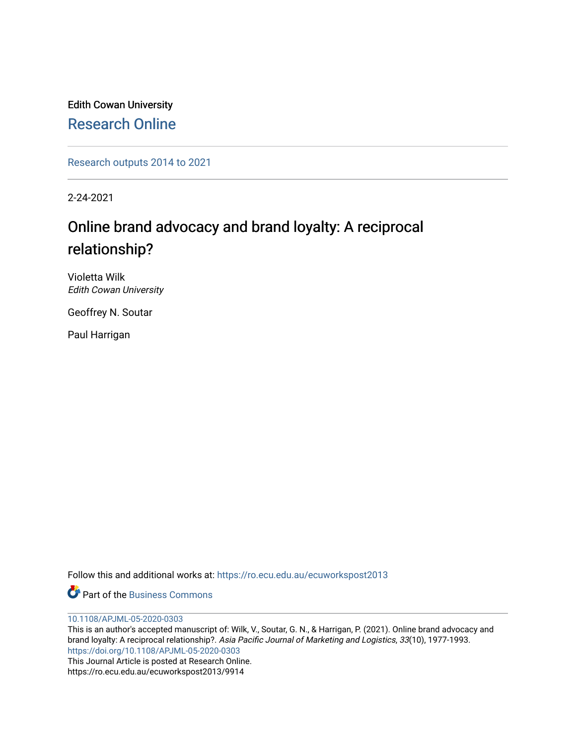Edith Cowan University

Research Online

Research outputs 2014 to 2021

2-24-2021

# Online brand advocacy and brand loyalty: A reciprocal relationship?

Violetta Wilk
*Edith Cowan University*

Geoffrey N. Soutar

Paul Harrigan

Follow this and additional works at: https://ro.ecu.edu.au/ecuworkspost2013

Part of the Business Commons

10.1108/APJML-05-2020-0303

This is an author's accepted manuscript of: Wilk, V., Soutar, G. N., & Harrigan, P. (2021). Online brand advocacy and brand loyalty: A reciprocal relationship?. *Asia Pacific Journal of Marketing and Logistics*, *33*(10), 1977-1993. https://doi.org/10.1108/APJML-05-2020-0303

This Journal Article is posted at Research Online.
https://ro.ecu.edu.au/ecuworkspost2013/9914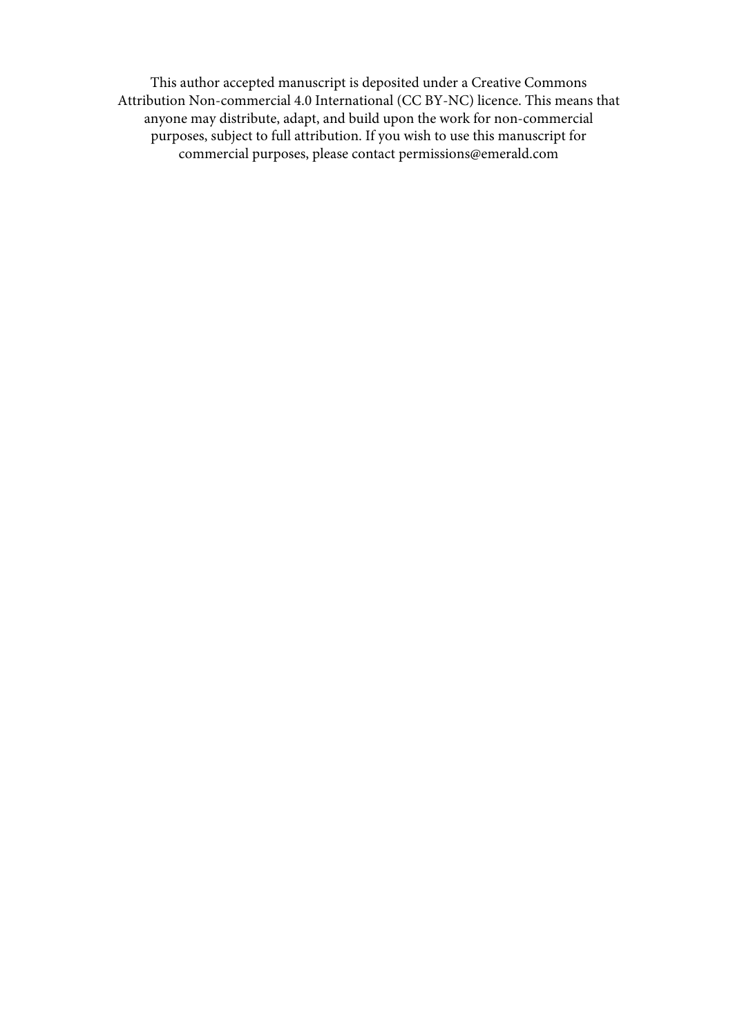This author accepted manuscript is deposited under a Creative Commons Attribution Non-commercial 4.0 International (CC BY-NC) licence. This means that anyone may distribute, adapt, and build upon the work for non-commercial purposes, subject to full attribution. If you wish to use this manuscript for commercial purposes, please contact permissions@emerald.com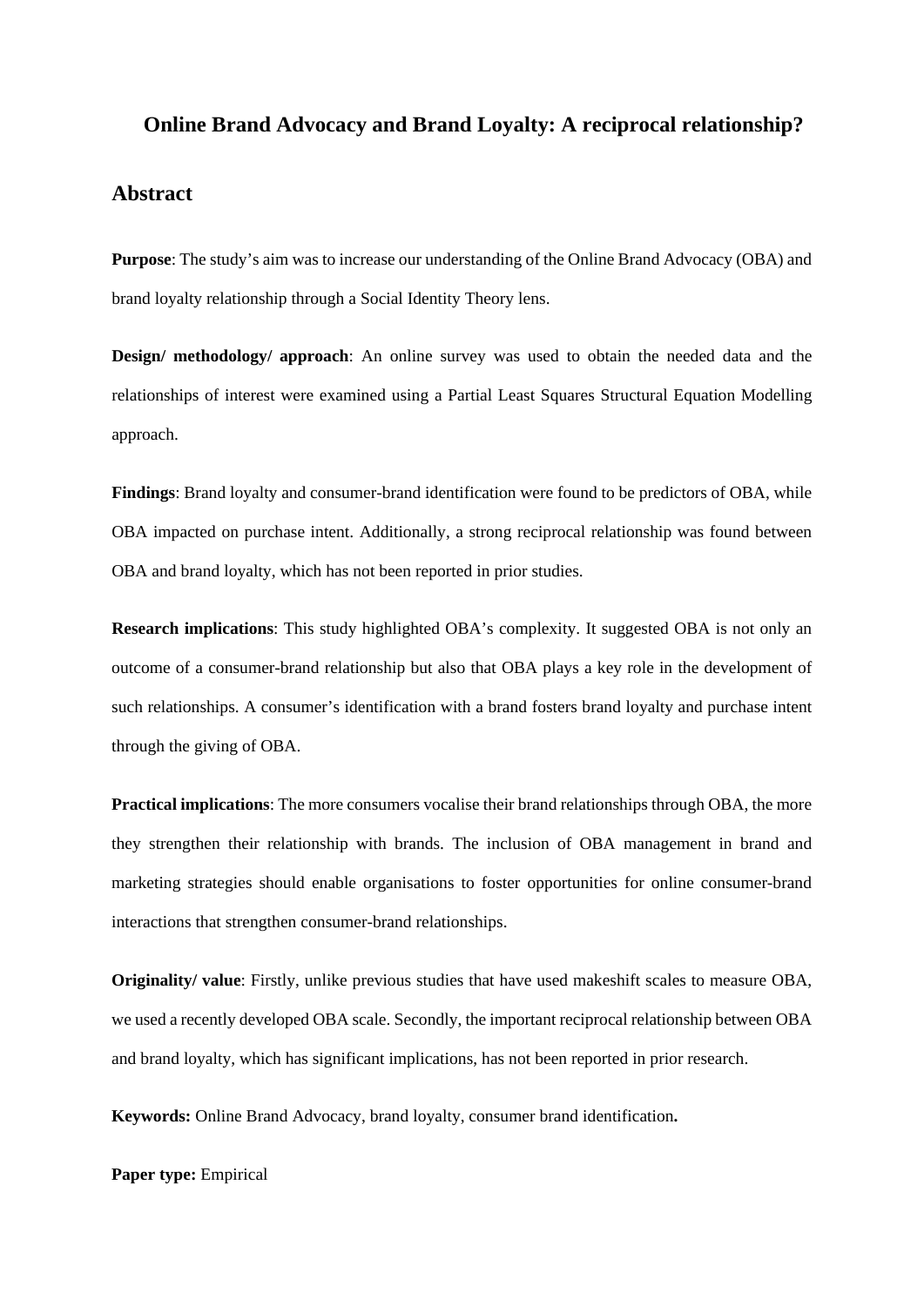# Online Brand Advocacy and Brand Loyalty: A reciprocal relationship?

## Abstract

**Purpose**: The study's aim was to increase our understanding of the Online Brand Advocacy (OBA) and brand loyalty relationship through a Social Identity Theory lens.

**Design/ methodology/ approach**: An online survey was used to obtain the needed data and the relationships of interest were examined using a Partial Least Squares Structural Equation Modelling approach.

**Findings**: Brand loyalty and consumer-brand identification were found to be predictors of OBA, while OBA impacted on purchase intent. Additionally, a strong reciprocal relationship was found between OBA and brand loyalty, which has not been reported in prior studies.

**Research implications**: This study highlighted OBA's complexity. It suggested OBA is not only an outcome of a consumer-brand relationship but also that OBA plays a key role in the development of such relationships. A consumer's identification with a brand fosters brand loyalty and purchase intent through the giving of OBA.

**Practical implications**: The more consumers vocalise their brand relationships through OBA, the more they strengthen their relationship with brands. The inclusion of OBA management in brand and marketing strategies should enable organisations to foster opportunities for online consumer-brand interactions that strengthen consumer-brand relationships.

**Originality/ value**: Firstly, unlike previous studies that have used makeshift scales to measure OBA, we used a recently developed OBA scale. Secondly, the important reciprocal relationship between OBA and brand loyalty, which has significant implications, has not been reported in prior research.

**Keywords:** Online Brand Advocacy, brand loyalty, consumer brand identification**.**

**Paper type:** Empirical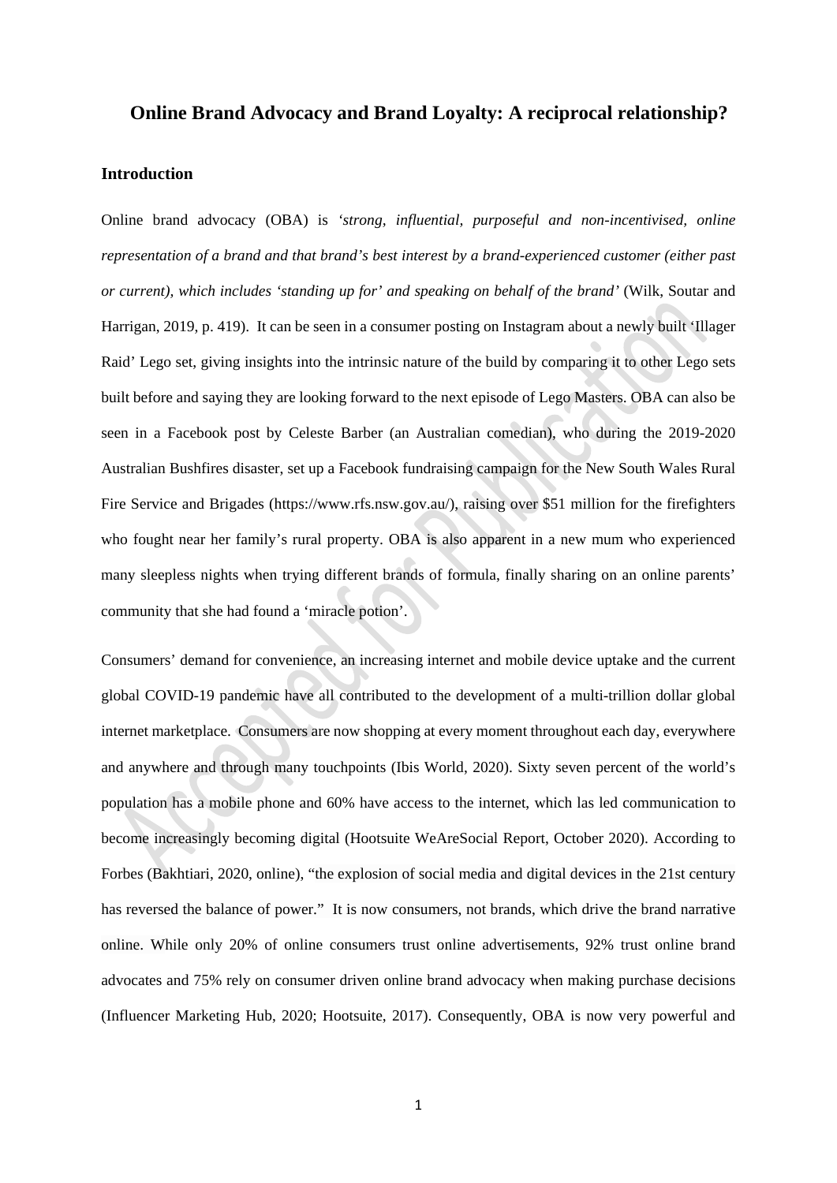# Online Brand Advocacy and Brand Loyalty: A reciprocal relationship?

## Introduction

Online brand advocacy (OBA) is *'strong, influential, purposeful and non-incentivised, online representation of a brand and that brand's best interest by a brand-experienced customer (either past or current), which includes 'standing up for' and speaking on behalf of the brand'* (Wilk, Soutar and Harrigan, 2019, p. 419). It can be seen in a consumer posting on Instagram about a newly built 'Illager Raid' Lego set, giving insights into the intrinsic nature of the build by comparing it to other Lego sets built before and saying they are looking forward to the next episode of Lego Masters. OBA can also be seen in a Facebook post by Celeste Barber (an Australian comedian), who during the 2019-2020 Australian Bushfires disaster, set up a Facebook fundraising campaign for the New South Wales Rural Fire Service and Brigades (https://www.rfs.nsw.gov.au/), raising over $51 million for the firefighters who fought near her family's rural property. OBA is also apparent in a new mum who experienced many sleepless nights when trying different brands of formula, finally sharing on an online parents' community that she had found a 'miracle potion'.

Consumers' demand for convenience, an increasing internet and mobile device uptake and the current global COVID-19 pandemic have all contributed to the development of a multi-trillion dollar global internet marketplace. Consumers are now shopping at every moment throughout each day, everywhere and anywhere and through many touchpoints (Ibis World, 2020). Sixty seven percent of the world's population has a mobile phone and 60% have access to the internet, which las led communication to become increasingly becoming digital (Hootsuite WeAreSocial Report, October 2020). According to Forbes (Bakhtiari, 2020, online), "the explosion of social media and digital devices in the 21st century has reversed the balance of power." It is now consumers, not brands, which drive the brand narrative online. While only 20% of online consumers trust online advertisements, 92% trust online brand advocates and 75% rely on consumer driven online brand advocacy when making purchase decisions (Influencer Marketing Hub, 2020; Hootsuite, 2017). Consequently, OBA is now very powerful and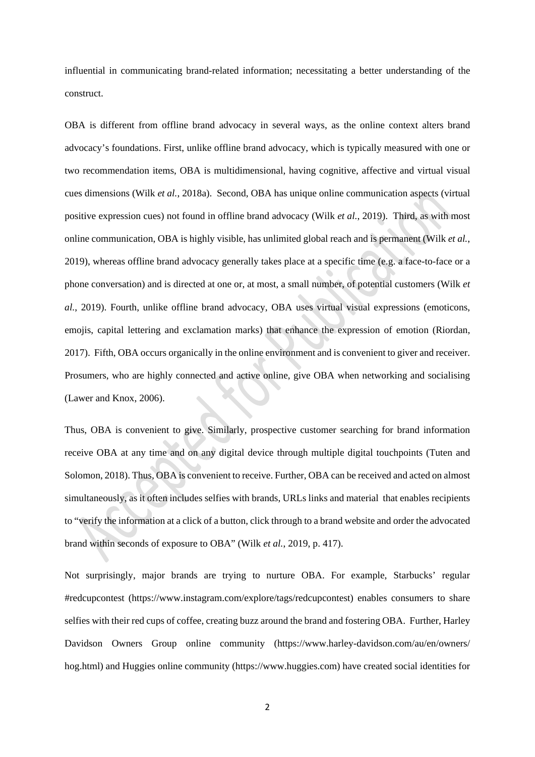influential in communicating brand-related information; necessitating a better understanding of the construct.

OBA is different from offline brand advocacy in several ways, as the online context alters brand advocacy's foundations. First, unlike offline brand advocacy, which is typically measured with one or two recommendation items, OBA is multidimensional, having cognitive, affective and virtual visual cues dimensions (Wilk *et al.*, 2018a). Second, OBA has unique online communication aspects (virtual positive expression cues) not found in offline brand advocacy (Wilk *et al.*, 2019). Third, as with most online communication, OBA is highly visible, has unlimited global reach and is permanent (Wilk *et al.*, 2019), whereas offline brand advocacy generally takes place at a specific time (e.g. a face-to-face or a phone conversation) and is directed at one or, at most, a small number, of potential customers (Wilk *et al.*, 2019). Fourth, unlike offline brand advocacy, OBA uses virtual visual expressions (emoticons, emojis, capital lettering and exclamation marks) that enhance the expression of emotion (Riordan, 2017). Fifth, OBA occurs organically in the online environment and is convenient to giver and receiver. Prosumers, who are highly connected and active online, give OBA when networking and socialising (Lawer and Knox, 2006).

Thus, OBA is convenient to give. Similarly, prospective customer searching for brand information receive OBA at any time and on any digital device through multiple digital touchpoints (Tuten and Solomon, 2018). Thus, OBA is convenient to receive. Further, OBA can be received and acted on almost simultaneously, as it often includes selfies with brands, URLs links and material that enables recipients to "verify the information at a click of a button, click through to a brand website and order the advocated brand within seconds of exposure to OBA" (Wilk *et al.*, 2019, p. 417).

Not surprisingly, major brands are trying to nurture OBA. For example, Starbucks' regular #redcupcontest (https://www.instagram.com/explore/tags/redcupcontest) enables consumers to share selfies with their red cups of coffee, creating buzz around the brand and fostering OBA. Further, Harley Davidson Owners Group online community (https://www.harley-davidson.com/au/en/owners/hog.html) and Huggies online community (https://www.huggies.com) have created social identities for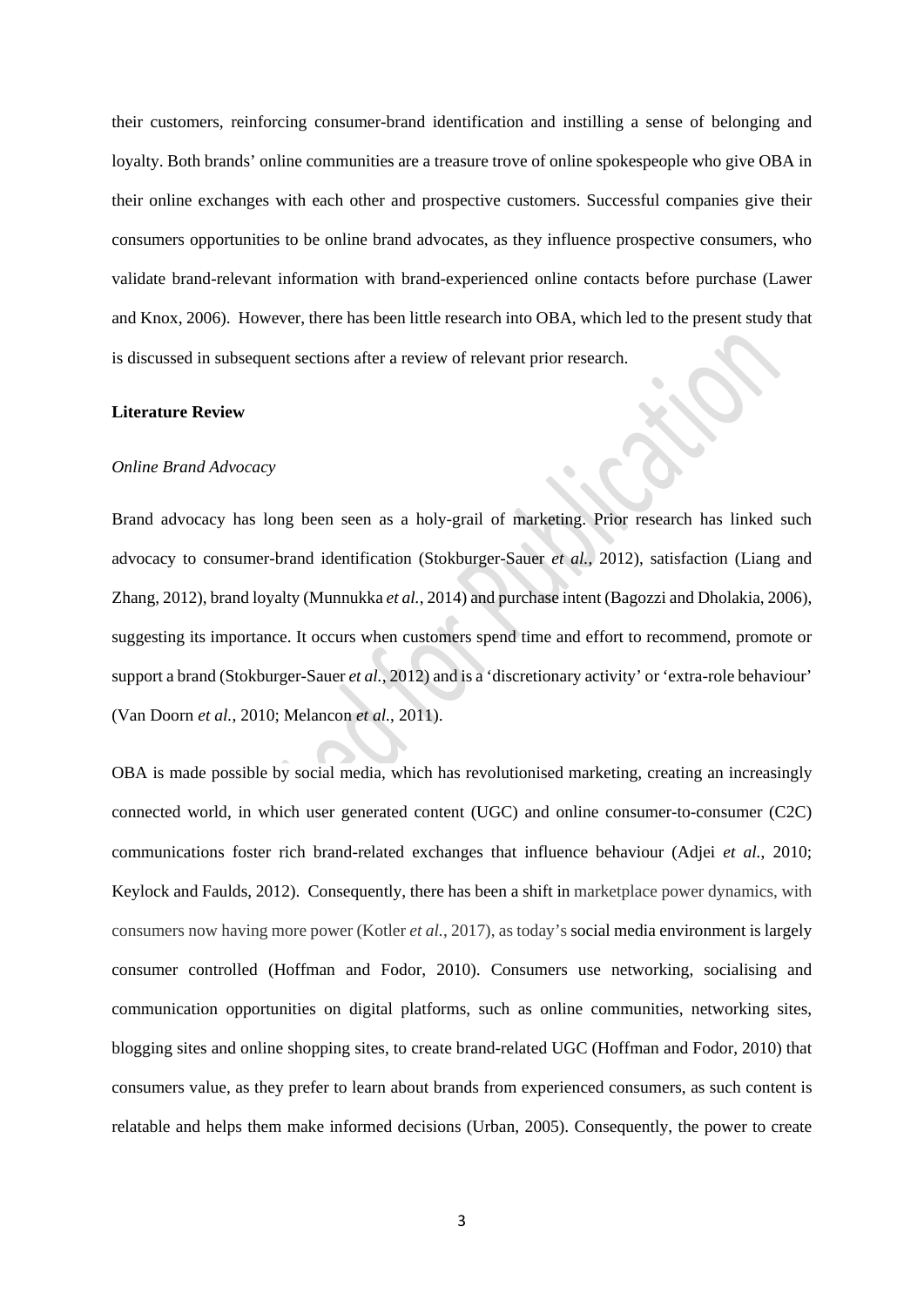their customers, reinforcing consumer-brand identification and instilling a sense of belonging and loyalty. Both brands' online communities are a treasure trove of online spokespeople who give OBA in their online exchanges with each other and prospective customers. Successful companies give their consumers opportunities to be online brand advocates, as they influence prospective consumers, who validate brand-relevant information with brand-experienced online contacts before purchase (Lawer and Knox, 2006). However, there has been little research into OBA, which led to the present study that is discussed in subsequent sections after a review of relevant prior research.

## Literature Review

### *Online Brand Advocacy*

Brand advocacy has long been seen as a holy-grail of marketing. Prior research has linked such advocacy to consumer-brand identification (Stokburger-Sauer *et al.*, 2012), satisfaction (Liang and Zhang, 2012), brand loyalty (Munnukka *et al.*, 2014) and purchase intent (Bagozzi and Dholakia, 2006), suggesting its importance. It occurs when customers spend time and effort to recommend, promote or support a brand (Stokburger-Sauer *et al.*, 2012) and is a 'discretionary activity' or 'extra-role behaviour' (Van Doorn *et al.*, 2010; Melancon *et al.*, 2011).

OBA is made possible by social media, which has revolutionised marketing, creating an increasingly connected world, in which user generated content (UGC) and online consumer-to-consumer (C2C) communications foster rich brand-related exchanges that influence behaviour (Adjei *et al.*, 2010; Keylock and Faulds, 2012). Consequently, there has been a shift in marketplace power dynamics, with consumers now having more power (Kotler *et al.*, 2017), as today's social media environment is largely consumer controlled (Hoffman and Fodor, 2010). Consumers use networking, socialising and communication opportunities on digital platforms, such as online communities, networking sites, blogging sites and online shopping sites, to create brand-related UGC (Hoffman and Fodor, 2010) that consumers value, as they prefer to learn about brands from experienced consumers, as such content is relatable and helps them make informed decisions (Urban, 2005). Consequently, the power to create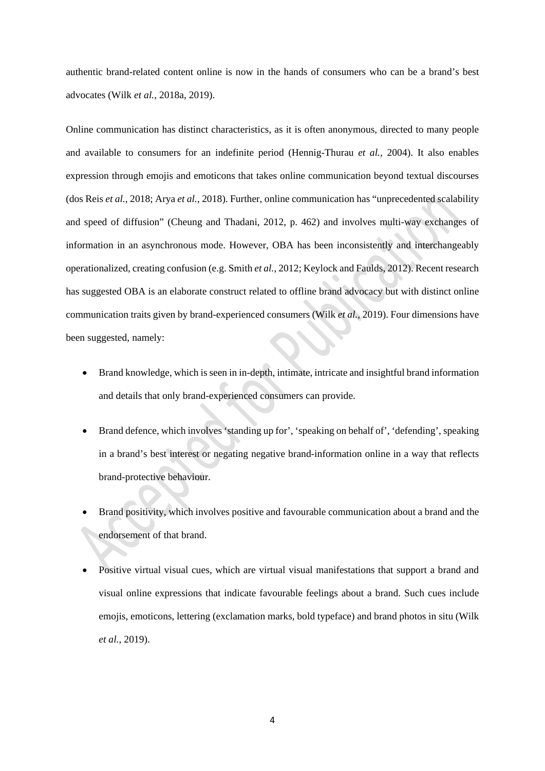authentic brand-related content online is now in the hands of consumers who can be a brand's best advocates (Wilk *et al.*, 2018a, 2019).

Online communication has distinct characteristics, as it is often anonymous, directed to many people and available to consumers for an indefinite period (Hennig-Thurau *et al.*, 2004). It also enables expression through emojis and emoticons that takes online communication beyond textual discourses (dos Reis *et al.*, 2018; Arya *et al.*, 2018). Further, online communication has "unprecedented scalability and speed of diffusion" (Cheung and Thadani, 2012, p. 462) and involves multi-way exchanges of information in an asynchronous mode. However, OBA has been inconsistently and interchangeably operationalized, creating confusion (e.g. Smith *et al.*, 2012; Keylock and Faulds, 2012). Recent research has suggested OBA is an elaborate construct related to offline brand advocacy but with distinct online communication traits given by brand-experienced consumers (Wilk *et al.*, 2019). Four dimensions have been suggested, namely:

- Brand knowledge, which is seen in in-depth, intimate, intricate and insightful brand information and details that only brand-experienced consumers can provide.
- Brand defence, which involves 'standing up for', 'speaking on behalf of', 'defending', speaking in a brand's best interest or negating negative brand-information online in a way that reflects brand-protective behaviour.
- Brand positivity, which involves positive and favourable communication about a brand and the endorsement of that brand.
- Positive virtual visual cues, which are virtual visual manifestations that support a brand and visual online expressions that indicate favourable feelings about a brand. Such cues include emojis, emoticons, lettering (exclamation marks, bold typeface) and brand photos in situ (Wilk *et al.*, 2019).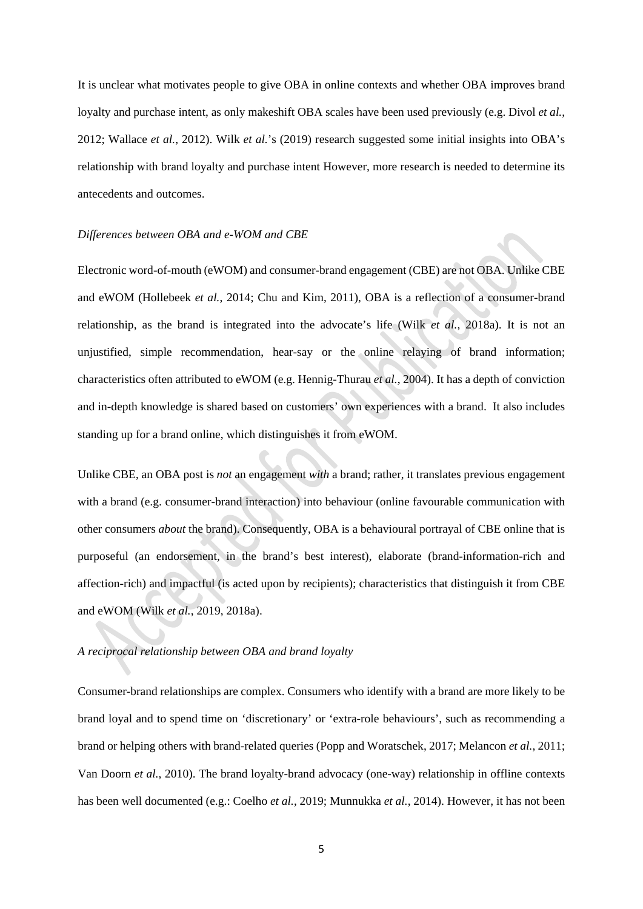It is unclear what motivates people to give OBA in online contexts and whether OBA improves brand loyalty and purchase intent, as only makeshift OBA scales have been used previously (e.g. Divol *et al.*, 2012; Wallace *et al.*, 2012). Wilk *et al.*'s (2019) research suggested some initial insights into OBA's relationship with brand loyalty and purchase intent However, more research is needed to determine its antecedents and outcomes.

*Differences between OBA and e-WOM and CBE*

Electronic word-of-mouth (eWOM) and consumer-brand engagement (CBE) are not OBA. Unlike CBE and eWOM (Hollebeek *et al.*, 2014; Chu and Kim, 2011), OBA is a reflection of a consumer-brand relationship, as the brand is integrated into the advocate's life (Wilk *et al.*, 2018a). It is not an unjustified, simple recommendation, hear-say or the online relaying of brand information; characteristics often attributed to eWOM (e.g. Hennig-Thurau *et al.*, 2004). It has a depth of conviction and in-depth knowledge is shared based on customers' own experiences with a brand. It also includes standing up for a brand online, which distinguishes it from eWOM.

Unlike CBE, an OBA post is *not* an engagement *with* a brand; rather, it translates previous engagement with a brand (e.g. consumer-brand interaction) into behaviour (online favourable communication with other consumers *about* the brand). Consequently, OBA is a behavioural portrayal of CBE online that is purposeful (an endorsement, in the brand's best interest), elaborate (brand-information-rich and affection-rich) and impactful (is acted upon by recipients); characteristics that distinguish it from CBE and eWOM (Wilk *et al.*, 2019, 2018a).

*A reciprocal relationship between OBA and brand loyalty*

Consumer-brand relationships are complex. Consumers who identify with a brand are more likely to be brand loyal and to spend time on 'discretionary' or 'extra-role behaviours', such as recommending a brand or helping others with brand-related queries (Popp and Woratschek, 2017; Melancon *et al.*, 2011; Van Doorn *et al.*, 2010). The brand loyalty-brand advocacy (one-way) relationship in offline contexts has been well documented (e.g.: Coelho *et al.*, 2019; Munnukka *et al.*, 2014). However, it has not been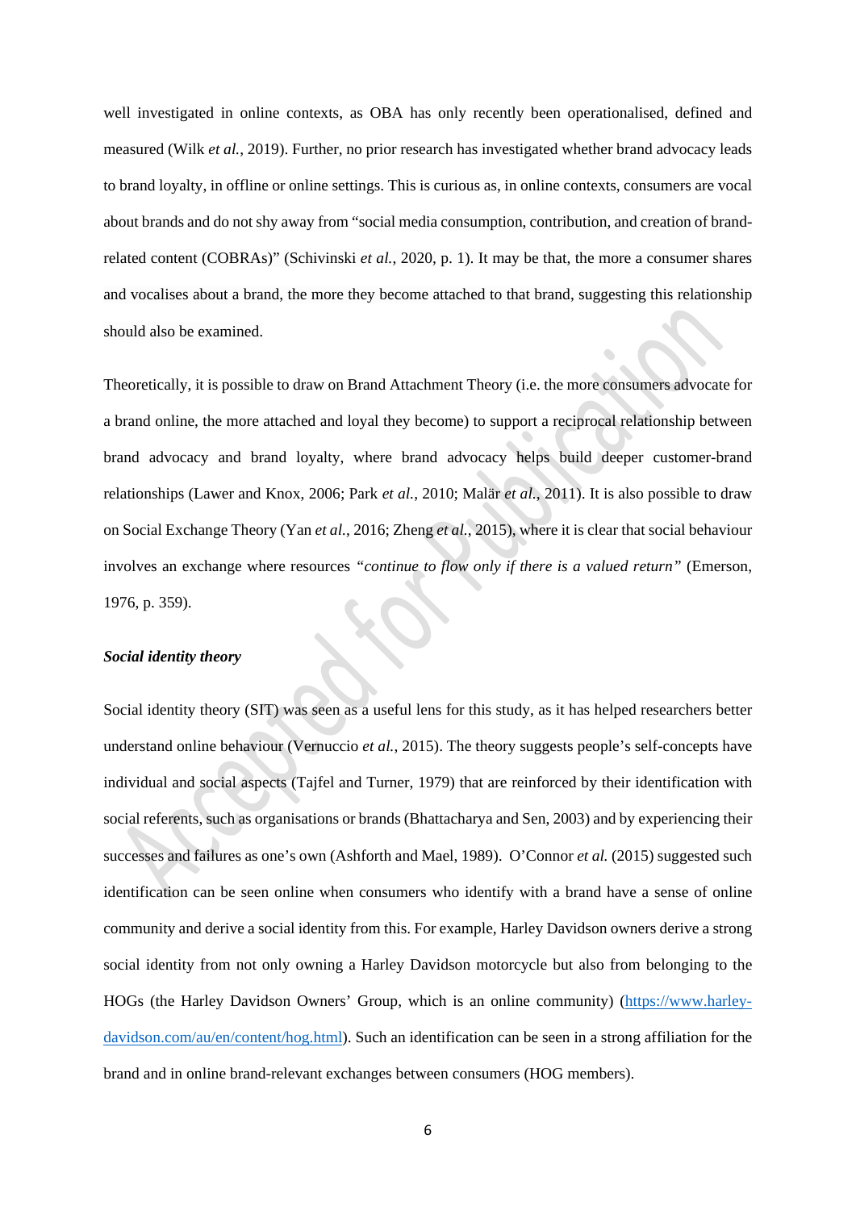well investigated in online contexts, as OBA has only recently been operationalised, defined and measured (Wilk *et al.*, 2019). Further, no prior research has investigated whether brand advocacy leads to brand loyalty, in offline or online settings. This is curious as, in online contexts, consumers are vocal about brands and do not shy away from "social media consumption, contribution, and creation of brand-related content (COBRAs)" (Schivinski *et al.*, 2020, p. 1). It may be that, the more a consumer shares and vocalises about a brand, the more they become attached to that brand, suggesting this relationship should also be examined.

Theoretically, it is possible to draw on Brand Attachment Theory (i.e. the more consumers advocate for a brand online, the more attached and loyal they become) to support a reciprocal relationship between brand advocacy and brand loyalty, where brand advocacy helps build deeper customer-brand relationships (Lawer and Knox, 2006; Park *et al.*, 2010; Malär *et al.*, 2011). It is also possible to draw on Social Exchange Theory (Yan *et al.*, 2016; Zheng *et al.*, 2015), where it is clear that social behaviour involves an exchange where resources *"continue to flow only if there is a valued return"* (Emerson, 1976, p. 359).

***Social identity theory***

Social identity theory (SIT) was seen as a useful lens for this study, as it has helped researchers better understand online behaviour (Vernuccio *et al.*, 2015). The theory suggests people's self-concepts have individual and social aspects (Tajfel and Turner, 1979) that are reinforced by their identification with social referents, such as organisations or brands (Bhattacharya and Sen, 2003) and by experiencing their successes and failures as one's own (Ashforth and Mael, 1989). O'Connor *et al.* (2015) suggested such identification can be seen online when consumers who identify with a brand have a sense of online community and derive a social identity from this. For example, Harley Davidson owners derive a strong social identity from not only owning a Harley Davidson motorcycle but also from belonging to the HOGs (the Harley Davidson Owners' Group, which is an online community) (https://www.harley-davidson.com/au/en/content/hog.html). Such an identification can be seen in a strong affiliation for the brand and in online brand-relevant exchanges between consumers (HOG members).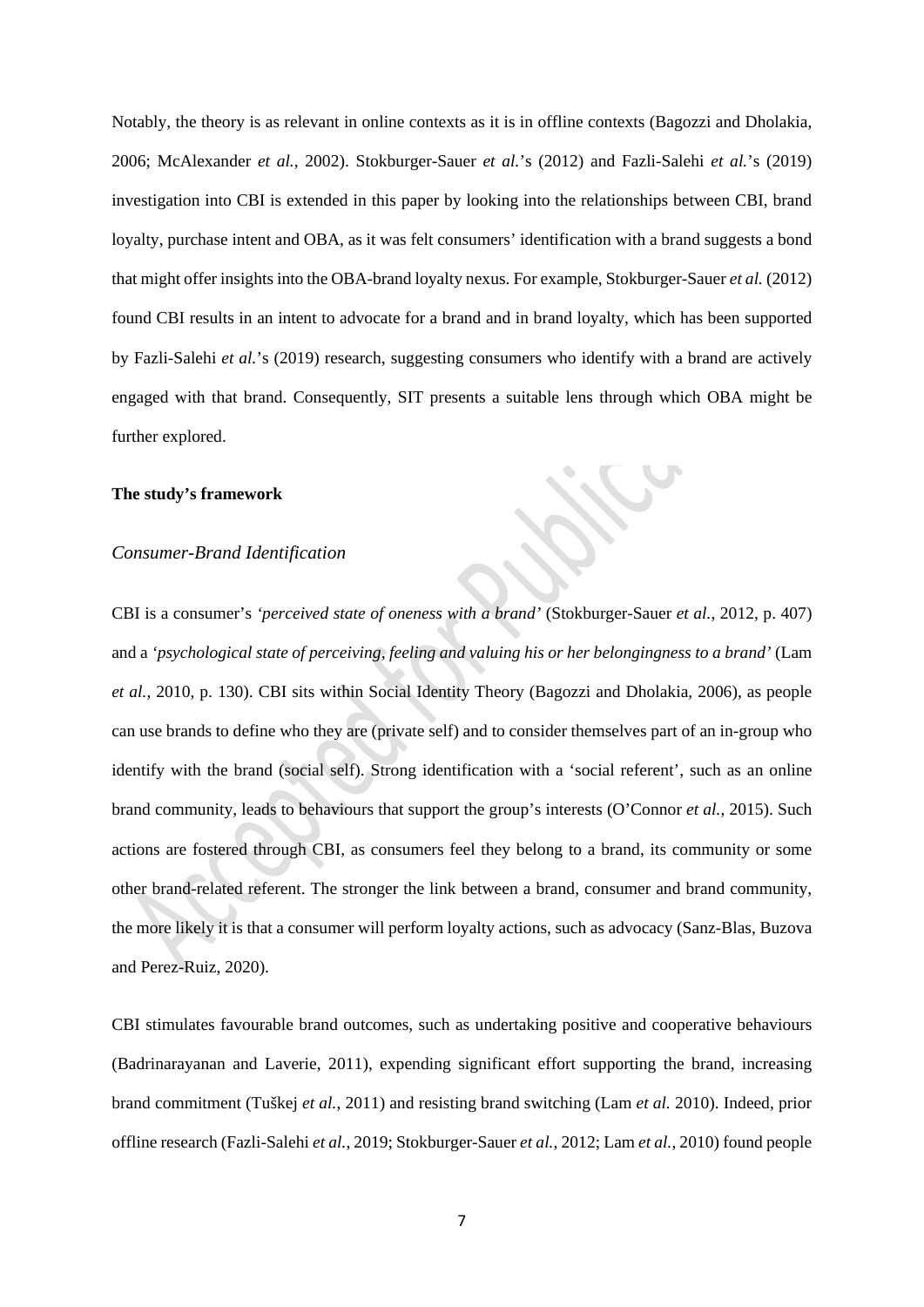Notably, the theory is as relevant in online contexts as it is in offline contexts (Bagozzi and Dholakia, 2006; McAlexander *et al.*, 2002). Stokburger-Sauer *et al.*'s (2012) and Fazli-Salehi *et al.*'s (2019) investigation into CBI is extended in this paper by looking into the relationships between CBI, brand loyalty, purchase intent and OBA, as it was felt consumers' identification with a brand suggests a bond that might offer insights into the OBA-brand loyalty nexus. For example, Stokburger-Sauer *et al.* (2012) found CBI results in an intent to advocate for a brand and in brand loyalty, which has been supported by Fazli-Salehi *et al.*'s (2019) research, suggesting consumers who identify with a brand are actively engaged with that brand. Consequently, SIT presents a suitable lens through which OBA might be further explored.

**The study's framework**

*Consumer-Brand Identification*

CBI is a consumer's *'perceived state of oneness with a brand'* (Stokburger-Sauer *et al.*, 2012, p. 407) and a *'psychological state of perceiving, feeling and valuing his or her belongingness to a brand'* (Lam *et al.*, 2010, p. 130). CBI sits within Social Identity Theory (Bagozzi and Dholakia, 2006), as people can use brands to define who they are (private self) and to consider themselves part of an in-group who identify with the brand (social self). Strong identification with a 'social referent', such as an online brand community, leads to behaviours that support the group's interests (O'Connor *et al.*, 2015). Such actions are fostered through CBI, as consumers feel they belong to a brand, its community or some other brand-related referent. The stronger the link between a brand, consumer and brand community, the more likely it is that a consumer will perform loyalty actions, such as advocacy (Sanz-Blas, Buzova and Perez-Ruiz, 2020).

CBI stimulates favourable brand outcomes, such as undertaking positive and cooperative behaviours (Badrinarayanan and Laverie, 2011), expending significant effort supporting the brand, increasing brand commitment (Tuškej *et al.*, 2011) and resisting brand switching (Lam *et al.* 2010). Indeed, prior offline research (Fazli-Salehi *et al.*, 2019; Stokburger-Sauer *et al.*, 2012; Lam *et al.*, 2010) found people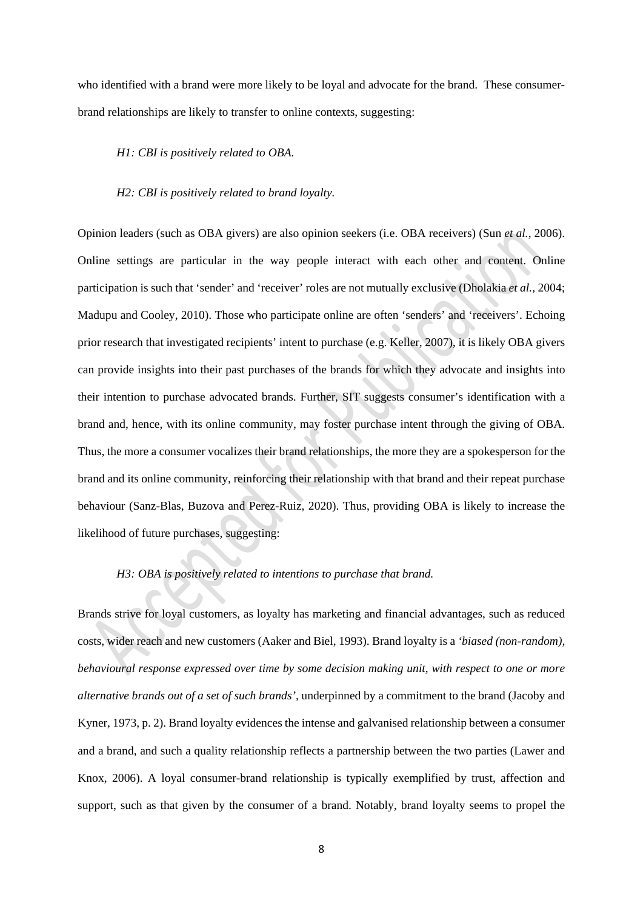who identified with a brand were more likely to be loyal and advocate for the brand. These consumer-brand relationships are likely to transfer to online contexts, suggesting:

*H1: CBI is positively related to OBA.*

*H2: CBI is positively related to brand loyalty.*

Opinion leaders (such as OBA givers) are also opinion seekers (i.e. OBA receivers) (Sun *et al.*, 2006). Online settings are particular in the way people interact with each other and content. Online participation is such that 'sender' and 'receiver' roles are not mutually exclusive (Dholakia *et al.*, 2004; Madupu and Cooley, 2010). Those who participate online are often 'senders' and 'receivers'. Echoing prior research that investigated recipients' intent to purchase (e.g. Keller, 2007), it is likely OBA givers can provide insights into their past purchases of the brands for which they advocate and insights into their intention to purchase advocated brands. Further, SIT suggests consumer's identification with a brand and, hence, with its online community, may foster purchase intent through the giving of OBA. Thus, the more a consumer vocalizes their brand relationships, the more they are a spokesperson for the brand and its online community, reinforcing their relationship with that brand and their repeat purchase behaviour (Sanz-Blas, Buzova and Perez-Ruiz, 2020). Thus, providing OBA is likely to increase the likelihood of future purchases, suggesting:

*H3: OBA is positively related to intentions to purchase that brand.*

Brands strive for loyal customers, as loyalty has marketing and financial advantages, such as reduced costs, wider reach and new customers (Aaker and Biel, 1993). Brand loyalty is a *'biased (non-random), behavioural response expressed over time by some decision making unit, with respect to one or more alternative brands out of a set of such brands'*, underpinned by a commitment to the brand (Jacoby and Kyner, 1973, p. 2). Brand loyalty evidences the intense and galvanised relationship between a consumer and a brand, and such a quality relationship reflects a partnership between the two parties (Lawer and Knox, 2006). A loyal consumer-brand relationship is typically exemplified by trust, affection and support, such as that given by the consumer of a brand. Notably, brand loyalty seems to propel the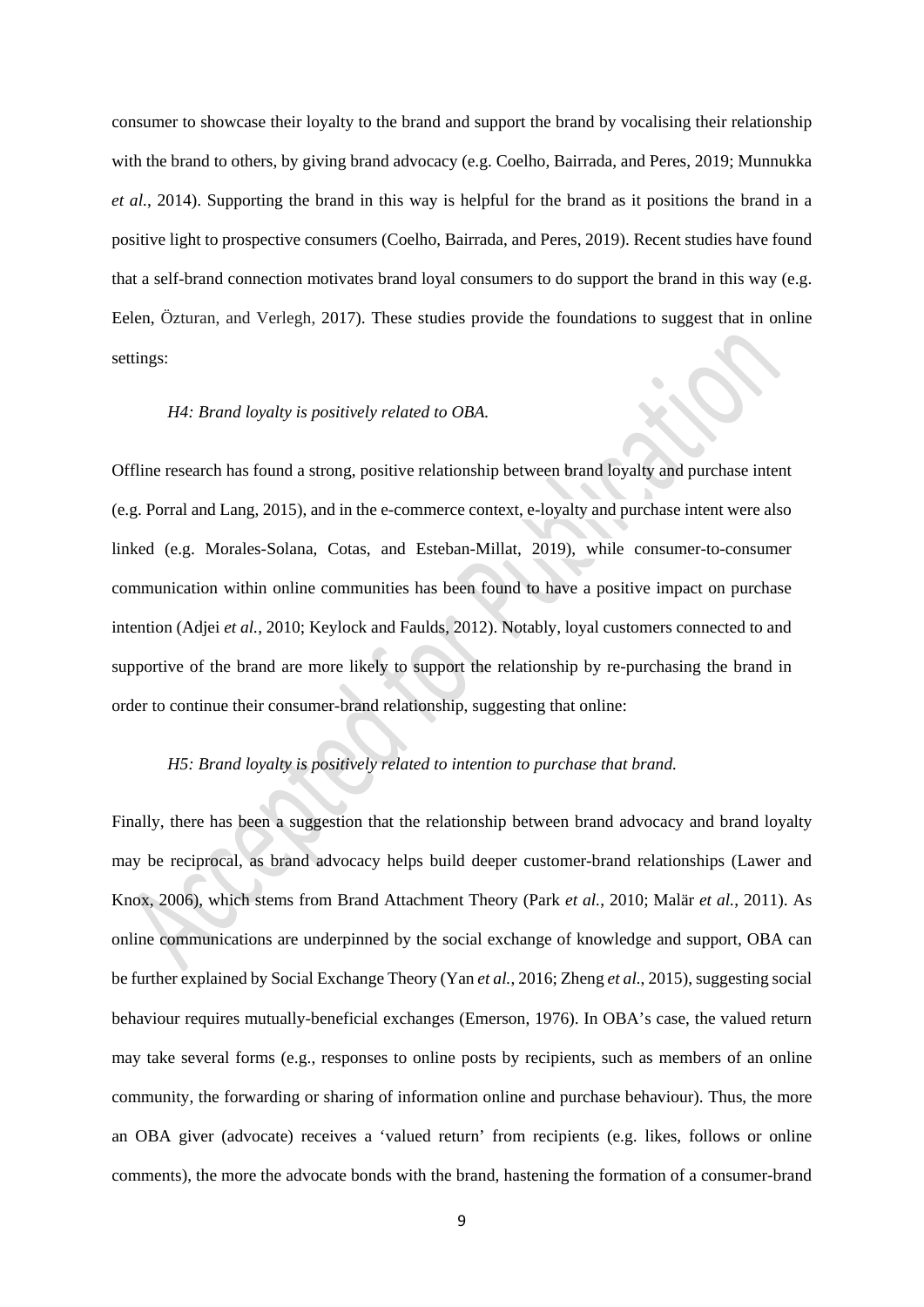consumer to showcase their loyalty to the brand and support the brand by vocalising their relationship with the brand to others, by giving brand advocacy (e.g. Coelho, Bairrada, and Peres, 2019; Munnukka *et al.*, 2014). Supporting the brand in this way is helpful for the brand as it positions the brand in a positive light to prospective consumers (Coelho, Bairrada, and Peres, 2019). Recent studies have found that a self-brand connection motivates brand loyal consumers to do support the brand in this way (e.g. Eelen, Özturan, and Verlegh, 2017). These studies provide the foundations to suggest that in online settings:

*H4: Brand loyalty is positively related to OBA.*

Offline research has found a strong, positive relationship between brand loyalty and purchase intent (e.g. Porral and Lang, 2015), and in the e-commerce context, e-loyalty and purchase intent were also linked (e.g. Morales-Solana, Cotas, and Esteban-Millat, 2019), while consumer-to-consumer communication within online communities has been found to have a positive impact on purchase intention (Adjei *et al.*, 2010; Keylock and Faulds, 2012). Notably, loyal customers connected to and supportive of the brand are more likely to support the relationship by re-purchasing the brand in order to continue their consumer-brand relationship, suggesting that online:

*H5: Brand loyalty is positively related to intention to purchase that brand.*

Finally, there has been a suggestion that the relationship between brand advocacy and brand loyalty may be reciprocal, as brand advocacy helps build deeper customer-brand relationships (Lawer and Knox, 2006), which stems from Brand Attachment Theory (Park *et al.*, 2010; Malär *et al.*, 2011). As online communications are underpinned by the social exchange of knowledge and support, OBA can be further explained by Social Exchange Theory (Yan *et al.*, 2016; Zheng *et al.*, 2015), suggesting social behaviour requires mutually-beneficial exchanges (Emerson, 1976). In OBA's case, the valued return may take several forms (e.g., responses to online posts by recipients, such as members of an online community, the forwarding or sharing of information online and purchase behaviour). Thus, the more an OBA giver (advocate) receives a 'valued return' from recipients (e.g. likes, follows or online comments), the more the advocate bonds with the brand, hastening the formation of a consumer-brand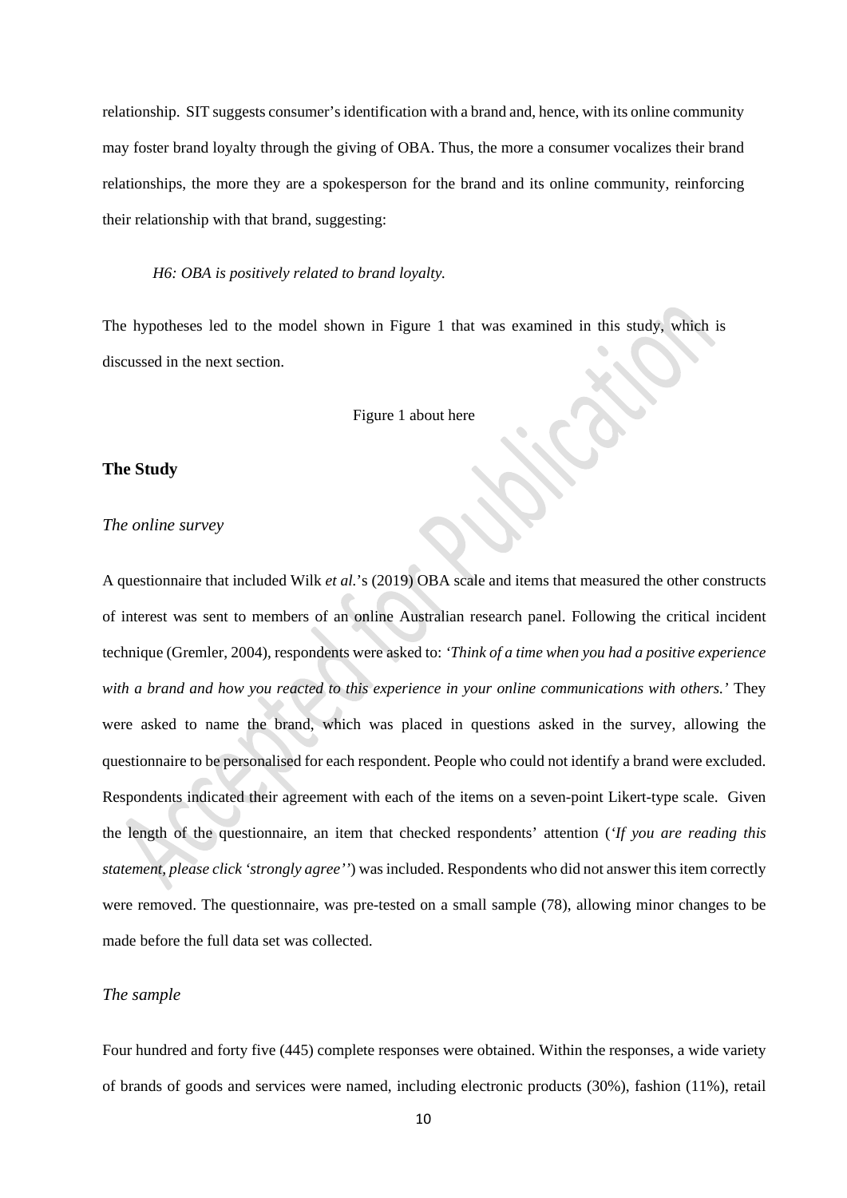relationship. SIT suggests consumer's identification with a brand and, hence, with its online community may foster brand loyalty through the giving of OBA. Thus, the more a consumer vocalizes their brand relationships, the more they are a spokesperson for the brand and its online community, reinforcing their relationship with that brand, suggesting:

*H6: OBA is positively related to brand loyalty.*

The hypotheses led to the model shown in Figure 1 that was examined in this study, which is discussed in the next section.

Figure 1 about here

## The Study

### *The online survey*

A questionnaire that included Wilk *et al.*'s (2019) OBA scale and items that measured the other constructs of interest was sent to members of an online Australian research panel. Following the critical incident technique (Gremler, 2004), respondents were asked to: *'Think of a time when you had a positive experience with a brand and how you reacted to this experience in your online communications with others.'* They were asked to name the brand, which was placed in questions asked in the survey, allowing the questionnaire to be personalised for each respondent. People who could not identify a brand were excluded. Respondents indicated their agreement with each of the items on a seven-point Likert-type scale. Given the length of the questionnaire, an item that checked respondents' attention (*'If you are reading this statement, please click 'strongly agree''*) was included. Respondents who did not answer this item correctly were removed. The questionnaire, was pre-tested on a small sample (78), allowing minor changes to be made before the full data set was collected.

### *The sample*

Four hundred and forty five (445) complete responses were obtained. Within the responses, a wide variety of brands of goods and services were named, including electronic products (30%), fashion (11%), retail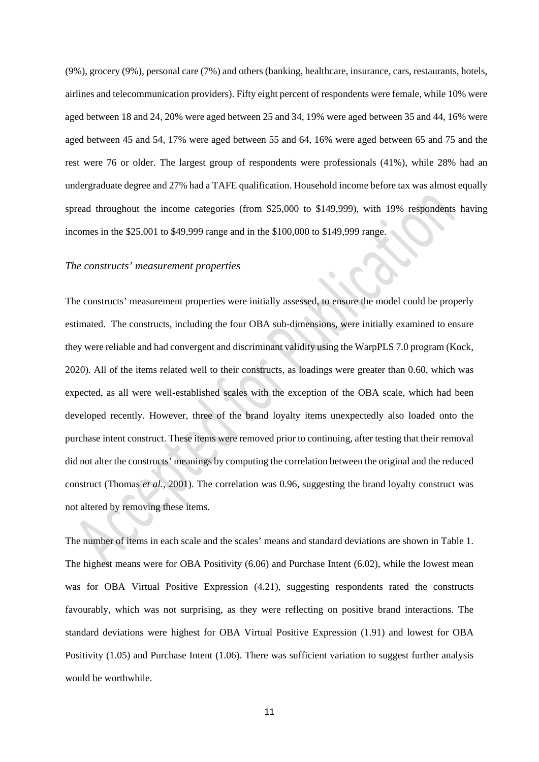(9%), grocery (9%), personal care (7%) and others (banking, healthcare, insurance, cars, restaurants, hotels, airlines and telecommunication providers). Fifty eight percent of respondents were female, while 10% were aged between 18 and 24, 20% were aged between 25 and 34, 19% were aged between 35 and 44, 16% were aged between 45 and 54, 17% were aged between 55 and 64, 16% were aged between 65 and 75 and the rest were 76 or older. The largest group of respondents were professionals (41%), while 28% had an undergraduate degree and 27% had a TAFE qualification. Household income before tax was almost equally spread throughout the income categories (from $25,000 to $149,999), with 19% respondents having incomes in the $25,001 to $49,999 range and in the $100,000 to $149,999 range.

*The constructs' measurement properties*

The constructs' measurement properties were initially assessed, to ensure the model could be properly estimated. The constructs, including the four OBA sub-dimensions, were initially examined to ensure they were reliable and had convergent and discriminant validity using the WarpPLS 7.0 program (Kock, 2020). All of the items related well to their constructs, as loadings were greater than 0.60, which was expected, as all were well-established scales with the exception of the OBA scale, which had been developed recently. However, three of the brand loyalty items unexpectedly also loaded onto the purchase intent construct. These items were removed prior to continuing, after testing that their removal did not alter the constructs' meanings by computing the correlation between the original and the reduced construct (Thomas *et al.*, 2001). The correlation was 0.96, suggesting the brand loyalty construct was not altered by removing these items.

The number of items in each scale and the scales' means and standard deviations are shown in Table 1. The highest means were for OBA Positivity (6.06) and Purchase Intent (6.02), while the lowest mean was for OBA Virtual Positive Expression (4.21), suggesting respondents rated the constructs favourably, which was not surprising, as they were reflecting on positive brand interactions. The standard deviations were highest for OBA Virtual Positive Expression (1.91) and lowest for OBA Positivity (1.05) and Purchase Intent (1.06). There was sufficient variation to suggest further analysis would be worthwhile.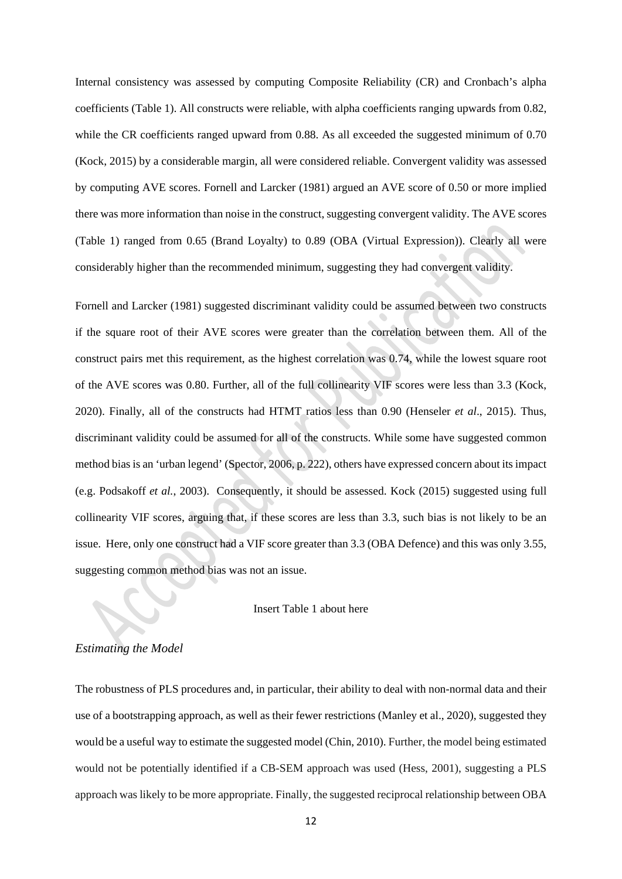Internal consistency was assessed by computing Composite Reliability (CR) and Cronbach's alpha coefficients (Table 1). All constructs were reliable, with alpha coefficients ranging upwards from 0.82, while the CR coefficients ranged upward from 0.88. As all exceeded the suggested minimum of 0.70 (Kock, 2015) by a considerable margin, all were considered reliable. Convergent validity was assessed by computing AVE scores. Fornell and Larcker (1981) argued an AVE score of 0.50 or more implied there was more information than noise in the construct, suggesting convergent validity. The AVE scores (Table 1) ranged from 0.65 (Brand Loyalty) to 0.89 (OBA (Virtual Expression)). Clearly all were considerably higher than the recommended minimum, suggesting they had convergent validity.

Fornell and Larcker (1981) suggested discriminant validity could be assumed between two constructs if the square root of their AVE scores were greater than the correlation between them. All of the construct pairs met this requirement, as the highest correlation was 0.74, while the lowest square root of the AVE scores was 0.80. Further, all of the full collinearity VIF scores were less than 3.3 (Kock, 2020). Finally, all of the constructs had HTMT ratios less than 0.90 (Henseler *et al*., 2015). Thus, discriminant validity could be assumed for all of the constructs. While some have suggested common method bias is an 'urban legend' (Spector, 2006, p. 222), others have expressed concern about its impact (e.g. Podsakoff *et al.*, 2003). Consequently, it should be assessed. Kock (2015) suggested using full collinearity VIF scores, arguing that, if these scores are less than 3.3, such bias is not likely to be an issue. Here, only one construct had a VIF score greater than 3.3 (OBA Defence) and this was only 3.55, suggesting common method bias was not an issue.

Insert Table 1 about here

*Estimating the Model*

The robustness of PLS procedures and, in particular, their ability to deal with non-normal data and their use of a bootstrapping approach, as well as their fewer restrictions (Manley et al., 2020), suggested they would be a useful way to estimate the suggested model (Chin, 2010). Further, the model being estimated would not be potentially identified if a CB-SEM approach was used (Hess, 2001), suggesting a PLS approach was likely to be more appropriate. Finally, the suggested reciprocal relationship between OBA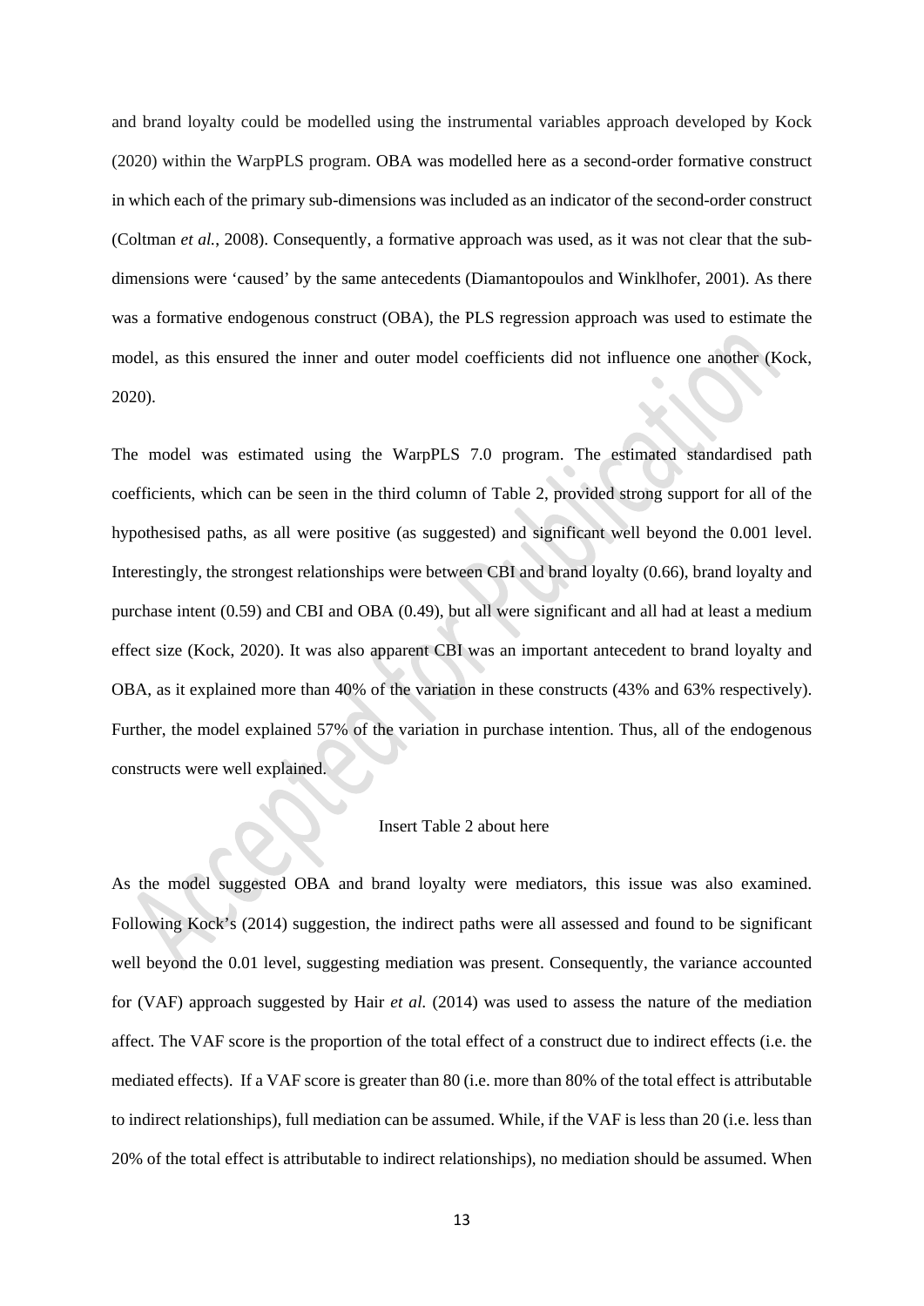and brand loyalty could be modelled using the instrumental variables approach developed by Kock (2020) within the WarpPLS program. OBA was modelled here as a second-order formative construct in which each of the primary sub-dimensions was included as an indicator of the second-order construct (Coltman *et al.*, 2008). Consequently, a formative approach was used, as it was not clear that the sub-dimensions were 'caused' by the same antecedents (Diamantopoulos and Winklhofer, 2001). As there was a formative endogenous construct (OBA), the PLS regression approach was used to estimate the model, as this ensured the inner and outer model coefficients did not influence one another (Kock, 2020).

The model was estimated using the WarpPLS 7.0 program. The estimated standardised path coefficients, which can be seen in the third column of Table 2, provided strong support for all of the hypothesised paths, as all were positive (as suggested) and significant well beyond the 0.001 level. Interestingly, the strongest relationships were between CBI and brand loyalty (0.66), brand loyalty and purchase intent (0.59) and CBI and OBA (0.49), but all were significant and all had at least a medium effect size (Kock, 2020). It was also apparent CBI was an important antecedent to brand loyalty and OBA, as it explained more than 40% of the variation in these constructs (43% and 63% respectively). Further, the model explained 57% of the variation in purchase intention. Thus, all of the endogenous constructs were well explained.

Insert Table 2 about here

As the model suggested OBA and brand loyalty were mediators, this issue was also examined. Following Kock's (2014) suggestion, the indirect paths were all assessed and found to be significant well beyond the 0.01 level, suggesting mediation was present. Consequently, the variance accounted for (VAF) approach suggested by Hair *et al.* (2014) was used to assess the nature of the mediation affect. The VAF score is the proportion of the total effect of a construct due to indirect effects (i.e. the mediated effects). If a VAF score is greater than 80 (i.e. more than 80% of the total effect is attributable to indirect relationships), full mediation can be assumed. While, if the VAF is less than 20 (i.e. less than 20% of the total effect is attributable to indirect relationships), no mediation should be assumed. When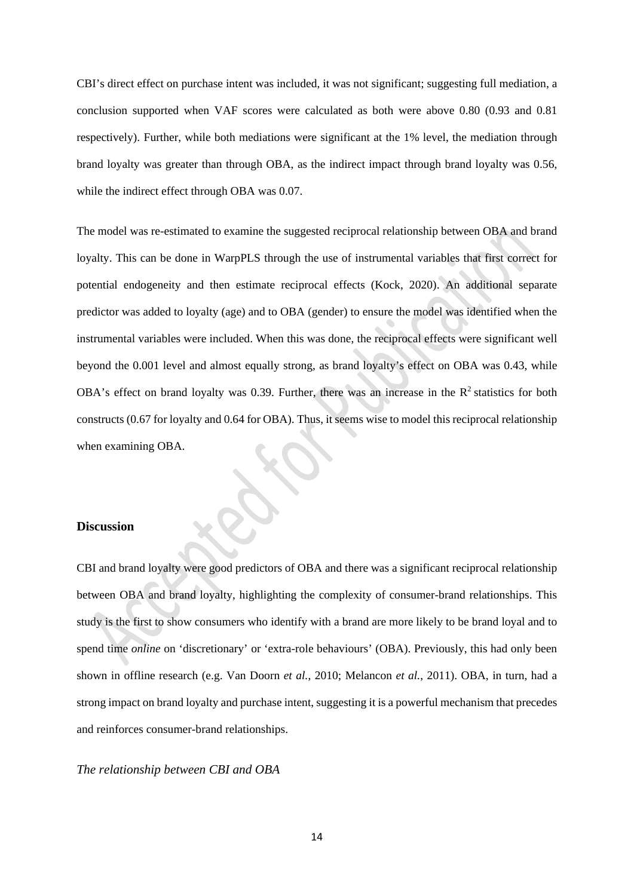CBI's direct effect on purchase intent was included, it was not significant; suggesting full mediation, a conclusion supported when VAF scores were calculated as both were above 0.80 (0.93 and 0.81 respectively). Further, while both mediations were significant at the 1% level, the mediation through brand loyalty was greater than through OBA, as the indirect impact through brand loyalty was 0.56, while the indirect effect through OBA was 0.07.

The model was re-estimated to examine the suggested reciprocal relationship between OBA and brand loyalty. This can be done in WarpPLS through the use of instrumental variables that first correct for potential endogeneity and then estimate reciprocal effects (Kock, 2020). An additional separate predictor was added to loyalty (age) and to OBA (gender) to ensure the model was identified when the instrumental variables were included. When this was done, the reciprocal effects were significant well beyond the 0.001 level and almost equally strong, as brand loyalty's effect on OBA was 0.43, while OBA's effect on brand loyalty was 0.39. Further, there was an increase in the $R^2$ statistics for both constructs (0.67 for loyalty and 0.64 for OBA). Thus, it seems wise to model this reciprocal relationship when examining OBA.

## Discussion

CBI and brand loyalty were good predictors of OBA and there was a significant reciprocal relationship between OBA and brand loyalty, highlighting the complexity of consumer-brand relationships. This study is the first to show consumers who identify with a brand are more likely to be brand loyal and to spend time *online* on 'discretionary' or 'extra-role behaviours' (OBA). Previously, this had only been shown in offline research (e.g. Van Doorn *et al.*, 2010; Melancon *et al.*, 2011). OBA, in turn, had a strong impact on brand loyalty and purchase intent, suggesting it is a powerful mechanism that precedes and reinforces consumer-brand relationships.

### *The relationship between CBI and OBA*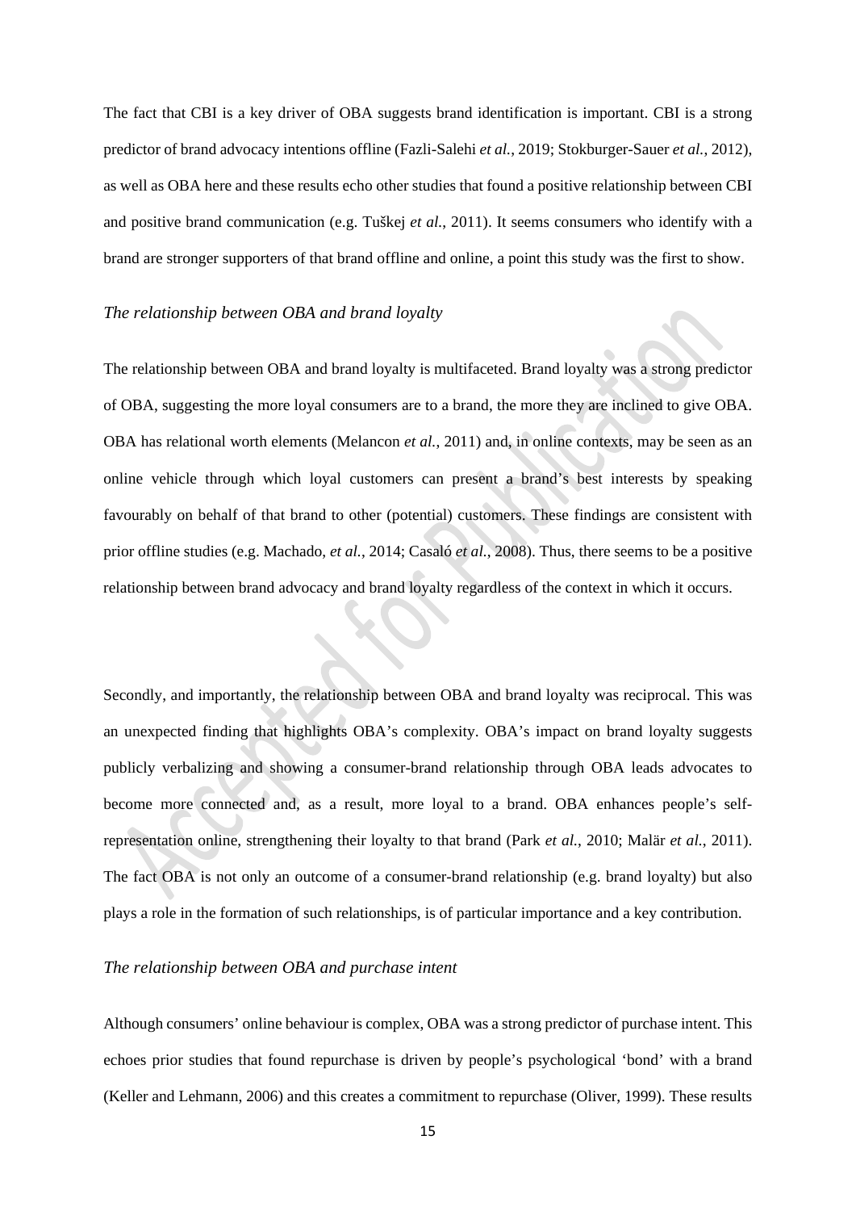The fact that CBI is a key driver of OBA suggests brand identification is important. CBI is a strong predictor of brand advocacy intentions offline (Fazli-Salehi *et al.*, 2019; Stokburger-Sauer *et al.*, 2012), as well as OBA here and these results echo other studies that found a positive relationship between CBI and positive brand communication (e.g. Tuškej *et al.*, 2011). It seems consumers who identify with a brand are stronger supporters of that brand offline and online, a point this study was the first to show.

*The relationship between OBA and brand loyalty*

The relationship between OBA and brand loyalty is multifaceted. Brand loyalty was a strong predictor of OBA, suggesting the more loyal consumers are to a brand, the more they are inclined to give OBA. OBA has relational worth elements (Melancon *et al.*, 2011) and, in online contexts, may be seen as an online vehicle through which loyal customers can present a brand's best interests by speaking favourably on behalf of that brand to other (potential) customers. These findings are consistent with prior offline studies (e.g. Machado, *et al.*, 2014; Casaló *et al.*, 2008). Thus, there seems to be a positive relationship between brand advocacy and brand loyalty regardless of the context in which it occurs.

Secondly, and importantly, the relationship between OBA and brand loyalty was reciprocal. This was an unexpected finding that highlights OBA's complexity. OBA's impact on brand loyalty suggests publicly verbalizing and showing a consumer-brand relationship through OBA leads advocates to become more connected and, as a result, more loyal to a brand. OBA enhances people's self-representation online, strengthening their loyalty to that brand (Park *et al.*, 2010; Malär *et al.*, 2011). The fact OBA is not only an outcome of a consumer-brand relationship (e.g. brand loyalty) but also plays a role in the formation of such relationships, is of particular importance and a key contribution.

*The relationship between OBA and purchase intent*

Although consumers' online behaviour is complex, OBA was a strong predictor of purchase intent. This echoes prior studies that found repurchase is driven by people's psychological 'bond' with a brand (Keller and Lehmann, 2006) and this creates a commitment to repurchase (Oliver, 1999). These results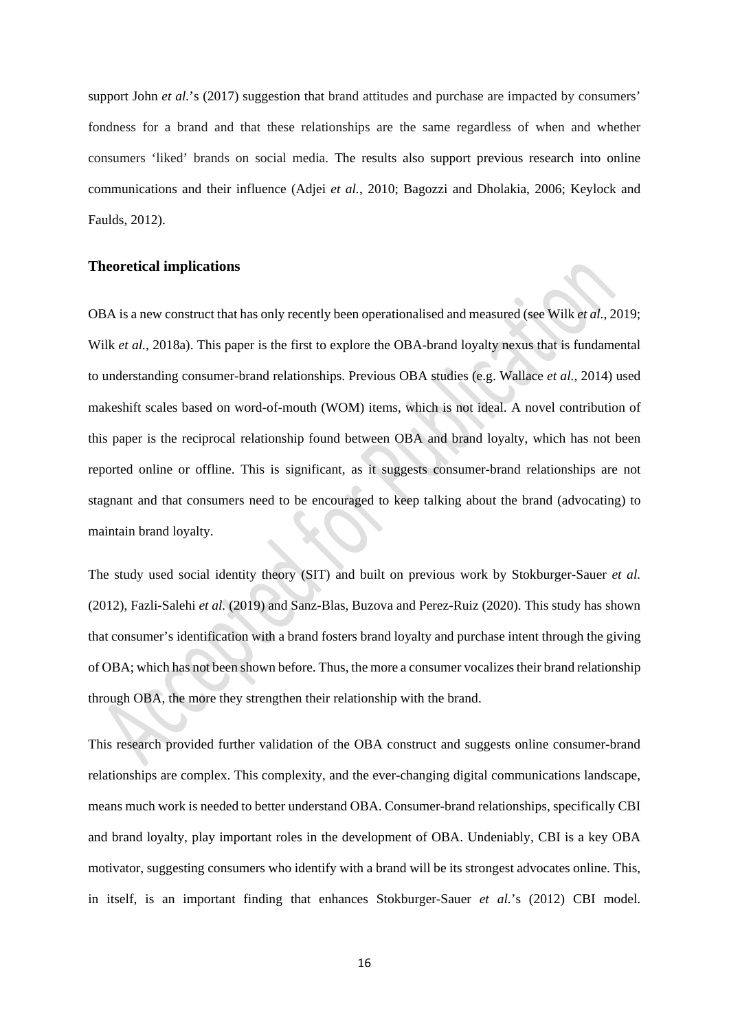support John *et al.*'s (2017) suggestion that brand attitudes and purchase are impacted by consumers' fondness for a brand and that these relationships are the same regardless of when and whether consumers 'liked' brands on social media. The results also support previous research into online communications and their influence (Adjei *et al.*, 2010; Bagozzi and Dholakia, 2006; Keylock and Faulds, 2012).

### Theoretical implications

OBA is a new construct that has only recently been operationalised and measured (see Wilk *et al.*, 2019; Wilk *et al.,* 2018a). This paper is the first to explore the OBA-brand loyalty nexus that is fundamental to understanding consumer-brand relationships. Previous OBA studies (e.g. Wallace *et al.*, 2014) used makeshift scales based on word-of-mouth (WOM) items, which is not ideal. A novel contribution of this paper is the reciprocal relationship found between OBA and brand loyalty, which has not been reported online or offline. This is significant, as it suggests consumer-brand relationships are not stagnant and that consumers need to be encouraged to keep talking about the brand (advocating) to maintain brand loyalty.

The study used social identity theory (SIT) and built on previous work by Stokburger-Sauer *et al.* (2012), Fazli-Salehi *et al.* (2019) and Sanz-Blas, Buzova and Perez-Ruiz (2020). This study has shown that consumer's identification with a brand fosters brand loyalty and purchase intent through the giving of OBA; which has not been shown before. Thus, the more a consumer vocalizes their brand relationship through OBA, the more they strengthen their relationship with the brand.

This research provided further validation of the OBA construct and suggests online consumer-brand relationships are complex. This complexity, and the ever-changing digital communications landscape, means much work is needed to better understand OBA. Consumer-brand relationships, specifically CBI and brand loyalty, play important roles in the development of OBA. Undeniably, CBI is a key OBA motivator, suggesting consumers who identify with a brand will be its strongest advocates online. This, in itself, is an important finding that enhances Stokburger-Sauer *et al.*'s (2012) CBI model.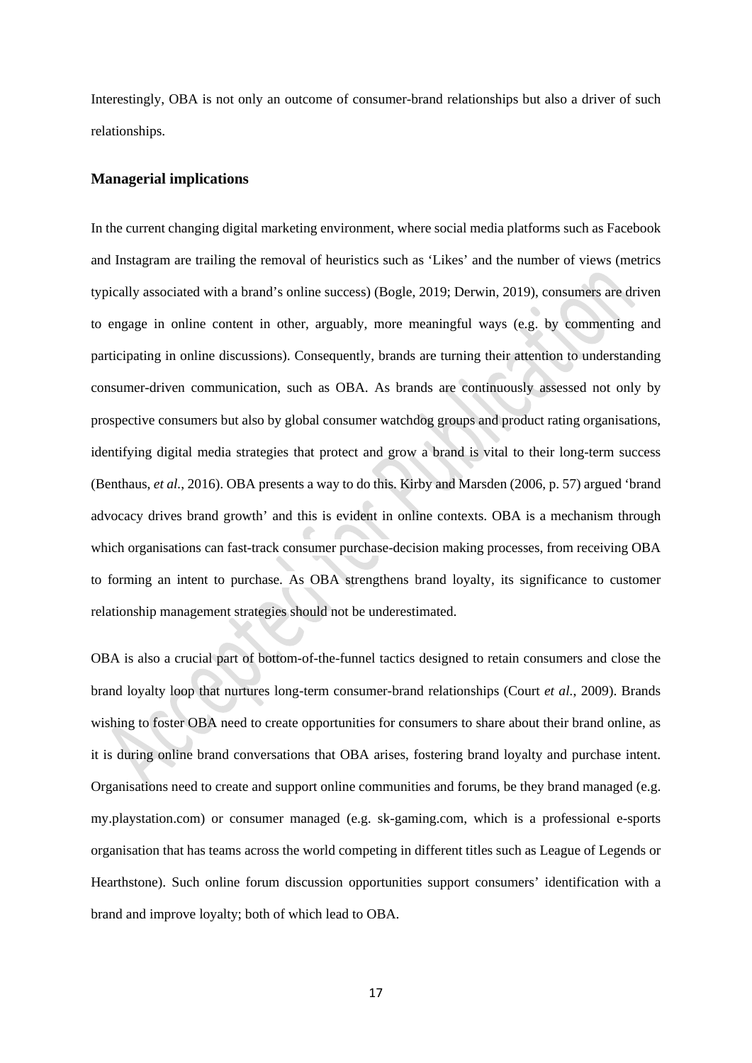Interestingly, OBA is not only an outcome of consumer-brand relationships but also a driver of such relationships.

### Managerial implications

In the current changing digital marketing environment, where social media platforms such as Facebook and Instagram are trailing the removal of heuristics such as 'Likes' and the number of views (metrics typically associated with a brand's online success) (Bogle, 2019; Derwin, 2019), consumers are driven to engage in online content in other, arguably, more meaningful ways (e.g. by commenting and participating in online discussions). Consequently, brands are turning their attention to understanding consumer-driven communication, such as OBA. As brands are continuously assessed not only by prospective consumers but also by global consumer watchdog groups and product rating organisations, identifying digital media strategies that protect and grow a brand is vital to their long-term success (Benthaus, *et al.*, 2016). OBA presents a way to do this. Kirby and Marsden (2006, p. 57) argued 'brand advocacy drives brand growth' and this is evident in online contexts. OBA is a mechanism through which organisations can fast-track consumer purchase-decision making processes, from receiving OBA to forming an intent to purchase. As OBA strengthens brand loyalty, its significance to customer relationship management strategies should not be underestimated.

OBA is also a crucial part of bottom-of-the-funnel tactics designed to retain consumers and close the brand loyalty loop that nurtures long-term consumer-brand relationships (Court *et al.*, 2009). Brands wishing to foster OBA need to create opportunities for consumers to share about their brand online, as it is during online brand conversations that OBA arises, fostering brand loyalty and purchase intent. Organisations need to create and support online communities and forums, be they brand managed (e.g. my.playstation.com) or consumer managed (e.g. sk-gaming.com, which is a professional e-sports organisation that has teams across the world competing in different titles such as League of Legends or Hearthstone). Such online forum discussion opportunities support consumers' identification with a brand and improve loyalty; both of which lead to OBA.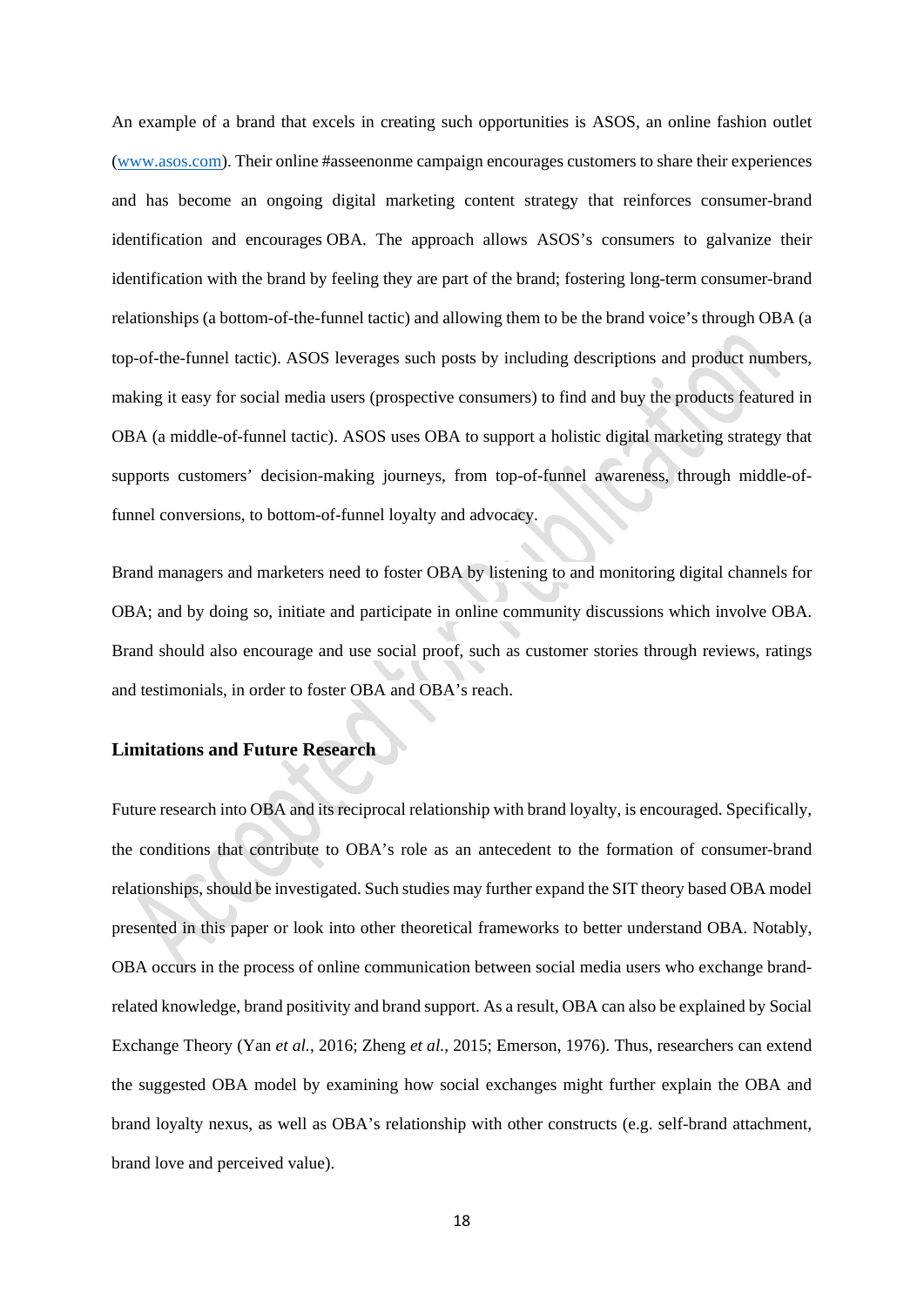An example of a brand that excels in creating such opportunities is ASOS, an online fashion outlet (www.asos.com). Their online #asseenonme campaign encourages customers to share their experiences and has become an ongoing digital marketing content strategy that reinforces consumer-brand identification and encourages OBA. The approach allows ASOS's consumers to galvanize their identification with the brand by feeling they are part of the brand; fostering long-term consumer-brand relationships (a bottom-of-the-funnel tactic) and allowing them to be the brand voice's through OBA (a top-of-the-funnel tactic). ASOS leverages such posts by including descriptions and product numbers, making it easy for social media users (prospective consumers) to find and buy the products featured in OBA (a middle-of-funnel tactic). ASOS uses OBA to support a holistic digital marketing strategy that supports customers' decision-making journeys, from top-of-funnel awareness, through middle-of-funnel conversions, to bottom-of-funnel loyalty and advocacy.

Brand managers and marketers need to foster OBA by listening to and monitoring digital channels for OBA; and by doing so, initiate and participate in online community discussions which involve OBA. Brand should also encourage and use social proof, such as customer stories through reviews, ratings and testimonials, in order to foster OBA and OBA's reach.

## Limitations and Future Research

Future research into OBA and its reciprocal relationship with brand loyalty, is encouraged. Specifically, the conditions that contribute to OBA's role as an antecedent to the formation of consumer-brand relationships, should be investigated. Such studies may further expand the SIT theory based OBA model presented in this paper or look into other theoretical frameworks to better understand OBA. Notably, OBA occurs in the process of online communication between social media users who exchange brand-related knowledge, brand positivity and brand support. As a result, OBA can also be explained by Social Exchange Theory (Yan *et al.*, 2016; Zheng *et al.*, 2015; Emerson, 1976). Thus, researchers can extend the suggested OBA model by examining how social exchanges might further explain the OBA and brand loyalty nexus, as well as OBA's relationship with other constructs (e.g. self-brand attachment, brand love and perceived value).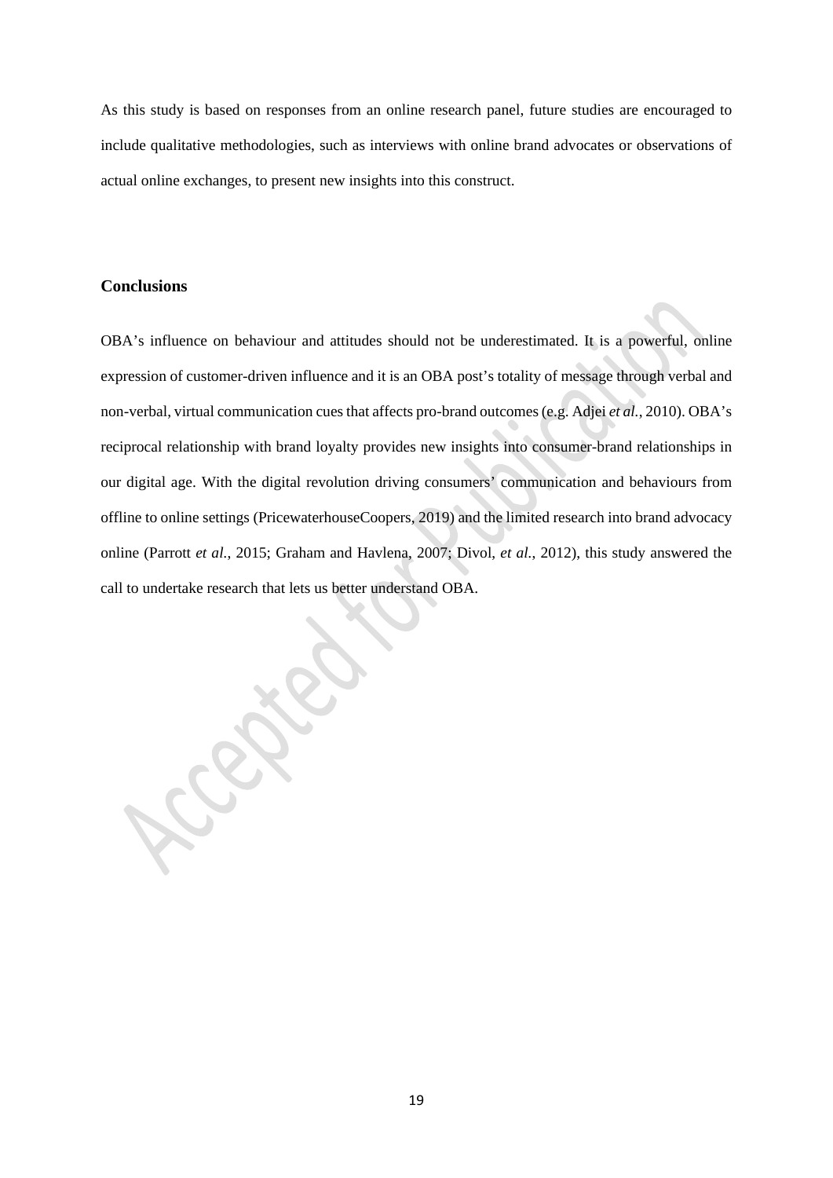As this study is based on responses from an online research panel, future studies are encouraged to include qualitative methodologies, such as interviews with online brand advocates or observations of actual online exchanges, to present new insights into this construct.

## Conclusions

OBA's influence on behaviour and attitudes should not be underestimated. It is a powerful, online expression of customer-driven influence and it is an OBA post's totality of message through verbal and non-verbal, virtual communication cues that affects pro-brand outcomes (e.g. Adjei *et al.*, 2010). OBA's reciprocal relationship with brand loyalty provides new insights into consumer-brand relationships in our digital age. With the digital revolution driving consumers' communication and behaviours from offline to online settings (PricewaterhouseCoopers, 2019) and the limited research into brand advocacy online (Parrott *et al.*, 2015; Graham and Havlena, 2007; Divol, *et al.*, 2012), this study answered the call to undertake research that lets us better understand OBA.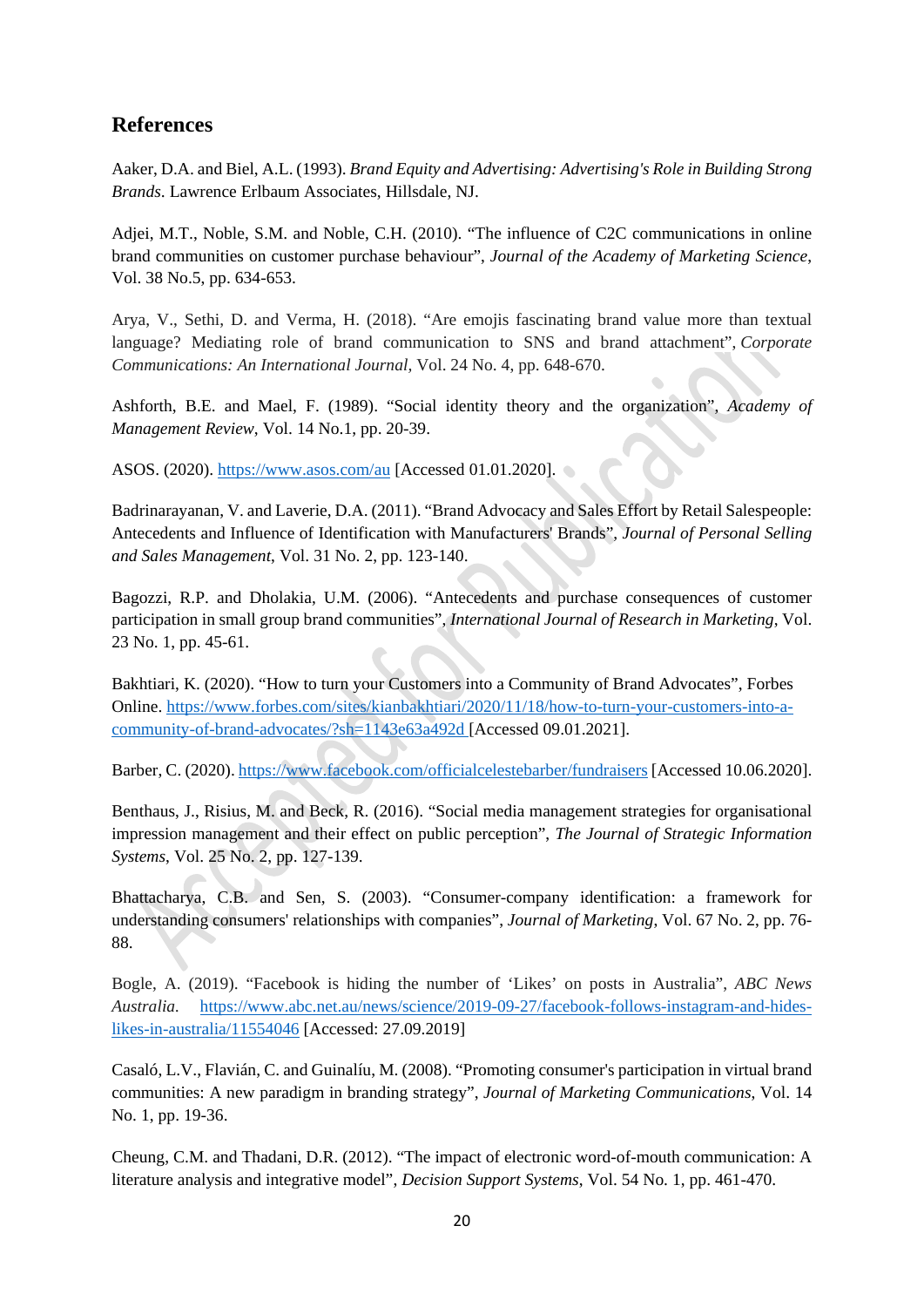## References

Aaker, D.A. and Biel, A.L. (1993). *Brand Equity and Advertising: Advertising's Role in Building Strong Brands*. Lawrence Erlbaum Associates, Hillsdale, NJ.

Adjei, M.T., Noble, S.M. and Noble, C.H. (2010). "The influence of C2C communications in online brand communities on customer purchase behaviour", *Journal of the Academy of Marketing Science*, Vol. 38 No.5, pp. 634-653.

Arya, V., Sethi, D. and Verma, H. (2018). "Are emojis fascinating brand value more than textual language? Mediating role of brand communication to SNS and brand attachment", *Corporate Communications: An International Journal*, Vol. 24 No. 4, pp. 648-670.

Ashforth, B.E. and Mael, F. (1989). "Social identity theory and the organization", *Academy of Management Review*, Vol. 14 No.1, pp. 20-39.

ASOS. (2020). https://www.asos.com/au [Accessed 01.01.2020].

Badrinarayanan, V. and Laverie, D.A. (2011). "Brand Advocacy and Sales Effort by Retail Salespeople: Antecedents and Influence of Identification with Manufacturers' Brands", *Journal of Personal Selling and Sales Management*, Vol. 31 No. 2, pp. 123-140.

Bagozzi, R.P. and Dholakia, U.M. (2006). "Antecedents and purchase consequences of customer participation in small group brand communities", *International Journal of Research in Marketing*, Vol. 23 No. 1, pp. 45-61.

Bakhtiari, K. (2020). "How to turn your Customers into a Community of Brand Advocates", Forbes Online. https://www.forbes.com/sites/kianbakhtiari/2020/11/18/how-to-turn-your-customers-into-a-community-of-brand-advocates/?sh=1143e63a492d [Accessed 09.01.2021].

Barber, C. (2020). https://www.facebook.com/officialcelestebarber/fundraisers [Accessed 10.06.2020].

Benthaus, J., Risius, M. and Beck, R. (2016). "Social media management strategies for organisational impression management and their effect on public perception", *The Journal of Strategic Information Systems*, Vol. 25 No. 2, pp. 127-139.

Bhattacharya, C.B. and Sen, S. (2003). "Consumer-company identification: a framework for understanding consumers' relationships with companies", *Journal of Marketing*, Vol. 67 No. 2, pp. 76-88.

Bogle, A. (2019). "Facebook is hiding the number of 'Likes' on posts in Australia", *ABC News Australia*. https://www.abc.net.au/news/science/2019-09-27/facebook-follows-instagram-and-hides-likes-in-australia/11554046 [Accessed: 27.09.2019]

Casaló, L.V., Flavián, C. and Guinalíu, M. (2008). "Promoting consumer's participation in virtual brand communities: A new paradigm in branding strategy", *Journal of Marketing Communications*, Vol. 14 No. 1, pp. 19-36.

Cheung, C.M. and Thadani, D.R. (2012). "The impact of electronic word-of-mouth communication: A literature analysis and integrative model", *Decision Support Systems*, Vol. 54 No. 1, pp. 461-470.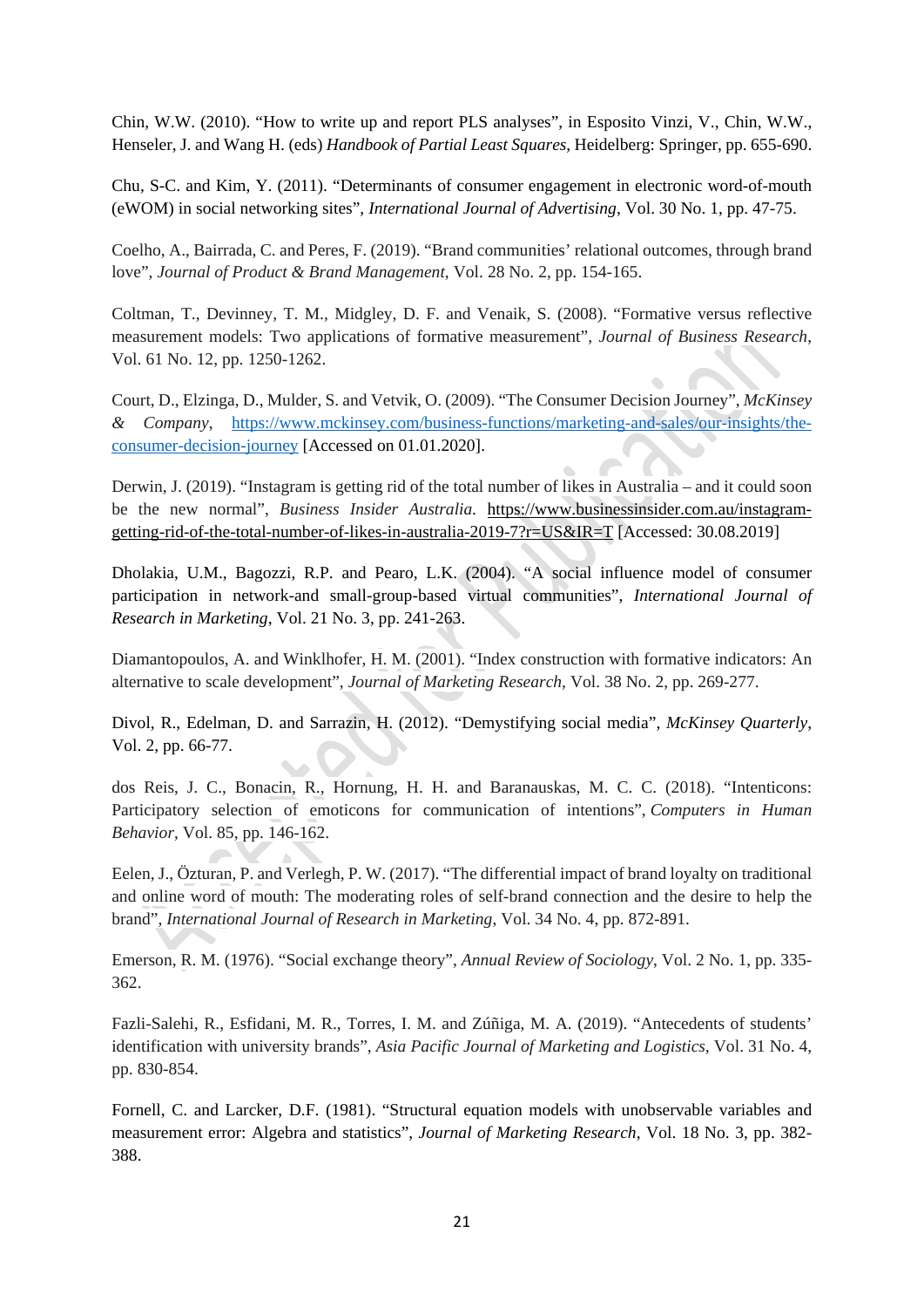Chin, W.W. (2010). "How to write up and report PLS analyses", in Esposito Vinzi, V., Chin, W.W., Henseler, J. and Wang H. (eds) *Handbook of Partial Least Squares*, Heidelberg: Springer, pp. 655-690.

Chu, S-C. and Kim, Y. (2011). "Determinants of consumer engagement in electronic word-of-mouth (eWOM) in social networking sites", *International Journal of Advertising*, Vol. 30 No. 1, pp. 47-75.

Coelho, A., Bairrada, C. and Peres, F. (2019). "Brand communities' relational outcomes, through brand love", *Journal of Product & Brand Management*, Vol. 28 No. 2, pp. 154-165.

Coltman, T., Devinney, T. M., Midgley, D. F. and Venaik, S. (2008). "Formative versus reflective measurement models: Two applications of formative measurement", *Journal of Business Research*, Vol. 61 No. 12, pp. 1250-1262.

Court, D., Elzinga, D., Mulder, S. and Vetvik, O. (2009). "The Consumer Decision Journey", *McKinsey & Company*, https://www.mckinsey.com/business-functions/marketing-and-sales/our-insights/the-consumer-decision-journey [Accessed on 01.01.2020].

Derwin, J. (2019). "Instagram is getting rid of the total number of likes in Australia – and it could soon be the new normal", *Business Insider Australia.* https://www.businessinsider.com.au/instagram-getting-rid-of-the-total-number-of-likes-in-australia-2019-7?r=US&IR=T [Accessed: 30.08.2019]

Dholakia, U.M., Bagozzi, R.P. and Pearo, L.K. (2004). "A social influence model of consumer participation in network-and small-group-based virtual communities", *International Journal of Research in Marketing*, Vol. 21 No. 3, pp. 241-263.

Diamantopoulos, A. and Winklhofer, H. M. (2001). "Index construction with formative indicators: An alternative to scale development", *Journal of Marketing Research*, Vol. 38 No. 2, pp. 269-277.

Divol, R., Edelman, D. and Sarrazin, H. (2012). "Demystifying social media", *McKinsey Quarterly*, Vol. 2, pp. 66-77.

dos Reis, J. C., Bonacin, R., Hornung, H. H. and Baranauskas, M. C. C. (2018). "Intenticons: Participatory selection of emoticons for communication of intentions", *Computers in Human Behavior*, Vol. 85, pp. 146-162.

Eelen, J., Özturan, P. and Verlegh, P. W. (2017). "The differential impact of brand loyalty on traditional and online word of mouth: The moderating roles of self-brand connection and the desire to help the brand", *International Journal of Research in Marketing*, Vol. 34 No. 4, pp. 872-891.

Emerson, R. M. (1976). "Social exchange theory", *Annual Review of Sociology*, Vol. 2 No. 1, pp. 335-362.

Fazli-Salehi, R., Esfidani, M. R., Torres, I. M. and Zúñiga, M. A. (2019). "Antecedents of students' identification with university brands", *Asia Pacific Journal of Marketing and Logistics*, Vol. 31 No. 4, pp. 830-854.

Fornell, C. and Larcker, D.F. (1981). "Structural equation models with unobservable variables and measurement error: Algebra and statistics", *Journal of Marketing Research*, Vol. 18 No. 3, pp. 382-388.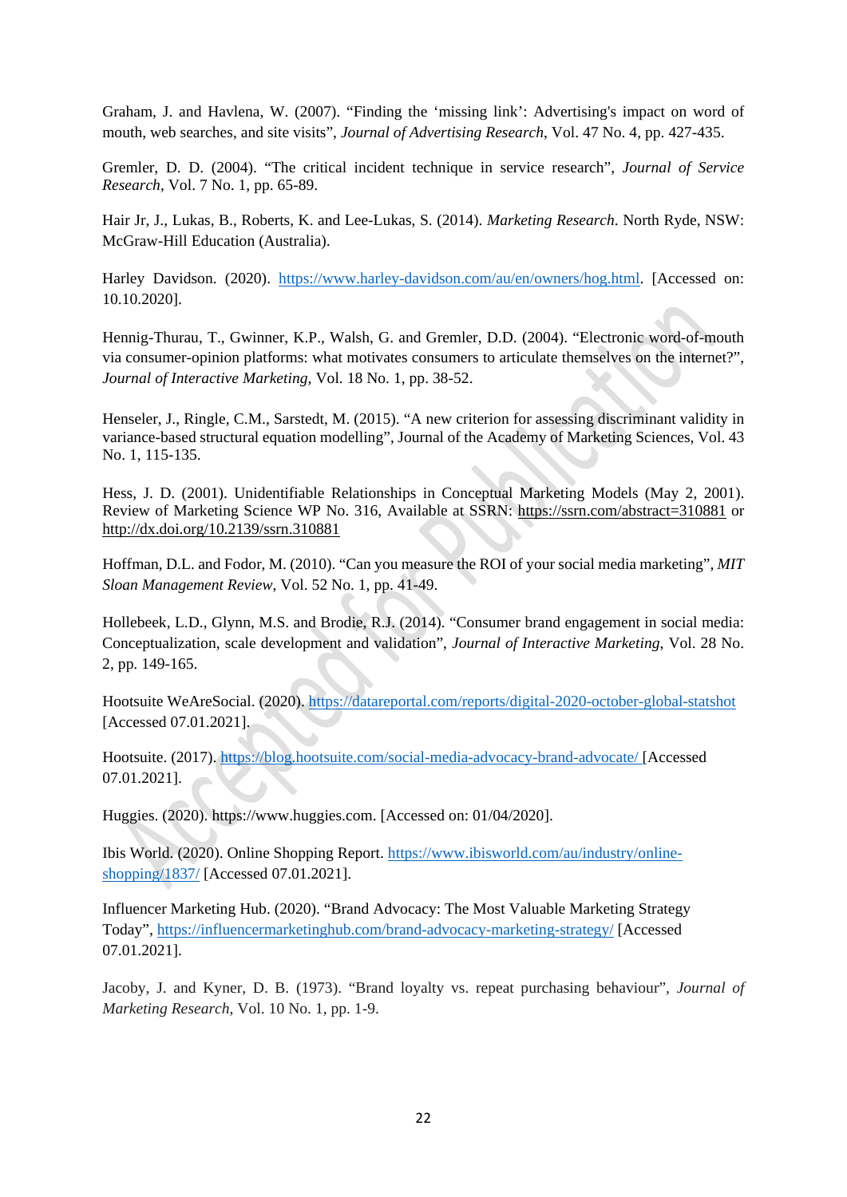Graham, J. and Havlena, W. (2007). "Finding the 'missing link': Advertising's impact on word of mouth, web searches, and site visits", *Journal of Advertising Research*, Vol. 47 No. 4, pp. 427-435.

Gremler, D. D. (2004). "The critical incident technique in service research", *Journal of Service Research*, Vol. 7 No. 1, pp. 65-89.

Hair Jr, J., Lukas, B., Roberts, K. and Lee-Lukas, S. (2014). *Marketing Research*. North Ryde, NSW: McGraw-Hill Education (Australia).

Harley Davidson. (2020). https://www.harley-davidson.com/au/en/owners/hog.html. [Accessed on: 10.10.2020].

Hennig-Thurau, T., Gwinner, K.P., Walsh, G. and Gremler, D.D. (2004). "Electronic word-of-mouth via consumer-opinion platforms: what motivates consumers to articulate themselves on the internet?", *Journal of Interactive Marketing*, Vol. 18 No. 1, pp. 38-52.

Henseler, J., Ringle, C.M., Sarstedt, M. (2015). "A new criterion for assessing discriminant validity in variance-based structural equation modelling", Journal of the Academy of Marketing Sciences, Vol. 43 No. 1, 115-135.

Hess, J. D. (2001). Unidentifiable Relationships in Conceptual Marketing Models (May 2, 2001). Review of Marketing Science WP No. 316, Available at SSRN: https://ssrn.com/abstract=310881 or http://dx.doi.org/10.2139/ssrn.310881

Hoffman, D.L. and Fodor, M. (2010). "Can you measure the ROI of your social media marketing", *MIT Sloan Management Review*, Vol. 52 No. 1, pp. 41-49.

Hollebeek, L.D., Glynn, M.S. and Brodie, R.J. (2014). "Consumer brand engagement in social media: Conceptualization, scale development and validation", *Journal of Interactive Marketing*, Vol. 28 No. 2, pp. 149-165.

Hootsuite WeAreSocial. (2020). https://datareportal.com/reports/digital-2020-october-global-statshot [Accessed 07.01.2021].

Hootsuite. (2017). https://blog.hootsuite.com/social-media-advocacy-brand-advocate/ [Accessed 07.01.2021].

Huggies. (2020). https://www.huggies.com. [Accessed on: 01/04/2020].

Ibis World. (2020). Online Shopping Report. https://www.ibisworld.com/au/industry/online-shopping/1837/ [Accessed 07.01.2021].

Influencer Marketing Hub. (2020). "Brand Advocacy: The Most Valuable Marketing Strategy Today", https://influencermarketinghub.com/brand-advocacy-marketing-strategy/ [Accessed 07.01.2021].

Jacoby, J. and Kyner, D. B. (1973). "Brand loyalty vs. repeat purchasing behaviour", *Journal of Marketing Research*, Vol. 10 No. 1, pp. 1-9.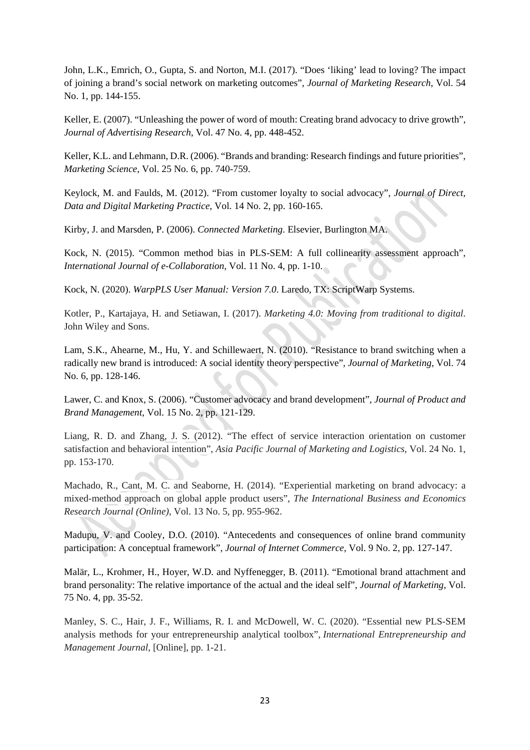John, L.K., Emrich, O., Gupta, S. and Norton, M.I. (2017). "Does 'liking' lead to loving? The impact of joining a brand's social network on marketing outcomes", *Journal of Marketing Research*, Vol. 54 No. 1, pp. 144-155.

Keller, E. (2007). "Unleashing the power of word of mouth: Creating brand advocacy to drive growth", *Journal of Advertising Research*, Vol. 47 No. 4, pp. 448-452.

Keller, K.L. and Lehmann, D.R. (2006). "Brands and branding: Research findings and future priorities", *Marketing Science*, Vol. 25 No. 6, pp. 740-759.

Keylock, M. and Faulds, M. (2012). "From customer loyalty to social advocacy", *Journal of Direct, Data and Digital Marketing Practice*, Vol. 14 No. 2, pp. 160-165.

Kirby, J. and Marsden, P. (2006). *Connected Marketing*. Elsevier, Burlington MA.

Kock, N. (2015). "Common method bias in PLS-SEM: A full collinearity assessment approach", *International Journal of e-Collaboration*, Vol. 11 No. 4, pp. 1-10.

Kock, N. (2020). *WarpPLS User Manual: Version 7.0*. Laredo, TX: ScriptWarp Systems.

Kotler, P., Kartajaya, H. and Setiawan, I. (2017). *Marketing 4.0: Moving from traditional to digital*. John Wiley and Sons.

Lam, S.K., Ahearne, M., Hu, Y. and Schillewaert, N. (2010). "Resistance to brand switching when a radically new brand is introduced: A social identity theory perspective", *Journal of Marketing*, Vol. 74 No. 6, pp. 128-146.

Lawer, C. and Knox, S. (2006). "Customer advocacy and brand development", *Journal of Product and Brand Management*, Vol. 15 No. 2, pp. 121-129.

Liang, R. D. and Zhang, J. S. (2012). "The effect of service interaction orientation on customer satisfaction and behavioral intention", *Asia Pacific Journal of Marketing and Logistics*, Vol. 24 No. 1, pp. 153-170.

Machado, R., Cant, M. C. and Seaborne, H. (2014). "Experiential marketing on brand advocacy: a mixed-method approach on global apple product users", *The International Business and Economics Research Journal (Online)*, Vol. 13 No. 5, pp. 955-962.

Madupu, V. and Cooley, D.O. (2010). "Antecedents and consequences of online brand community participation: A conceptual framework", *Journal of Internet Commerce*, Vol. 9 No. 2, pp. 127-147.

Malär, L., Krohmer, H., Hoyer, W.D. and Nyffenegger, B. (2011). "Emotional brand attachment and brand personality: The relative importance of the actual and the ideal self", *Journal of Marketing*, Vol. 75 No. 4, pp. 35-52.

Manley, S. C., Hair, J. F., Williams, R. I. and McDowell, W. C. (2020). "Essential new PLS-SEM analysis methods for your entrepreneurship analytical toolbox", *International Entrepreneurship and Management Journal*, [Online], pp. 1-21.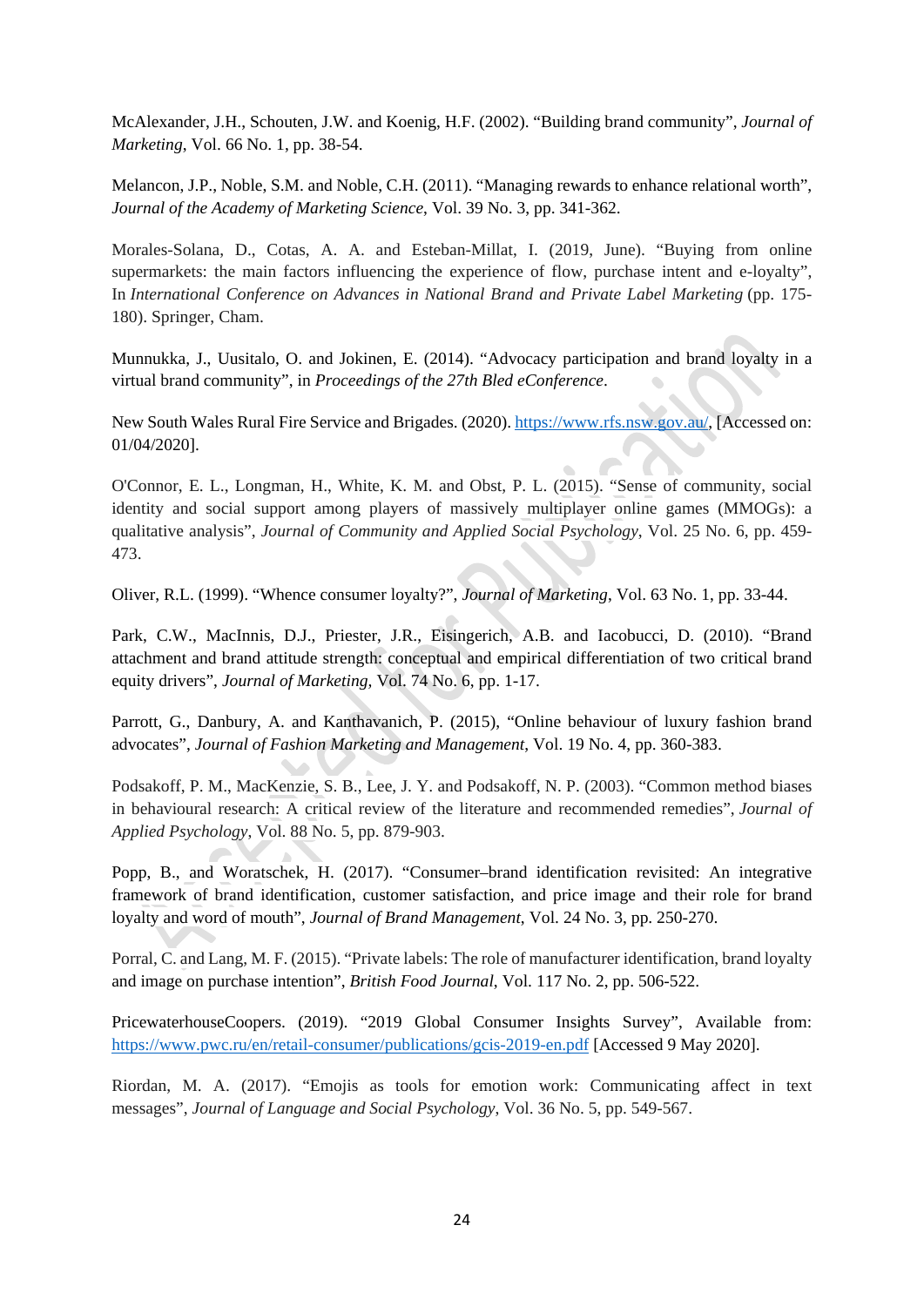McAlexander, J.H., Schouten, J.W. and Koenig, H.F. (2002). "Building brand community", *Journal of Marketing*, Vol. 66 No. 1, pp. 38-54.

Melancon, J.P., Noble, S.M. and Noble, C.H. (2011). "Managing rewards to enhance relational worth", *Journal of the Academy of Marketing Science*, Vol. 39 No. 3, pp. 341-362.

Morales-Solana, D., Cotas, A. A. and Esteban-Millat, I. (2019, June). "Buying from online supermarkets: the main factors influencing the experience of flow, purchase intent and e-loyalty", In *International Conference on Advances in National Brand and Private Label Marketing* (pp. 175-180). Springer, Cham.

Munnukka, J., Uusitalo, O. and Jokinen, E. (2014). "Advocacy participation and brand loyalty in a virtual brand community", in *Proceedings of the 27th Bled eConference*.

New South Wales Rural Fire Service and Brigades. (2020). https://www.rfs.nsw.gov.au/, [Accessed on: 01/04/2020].

O'Connor, E. L., Longman, H., White, K. M. and Obst, P. L. (2015). "Sense of community, social identity and social support among players of massively multiplayer online games (MMOGs): a qualitative analysis", *Journal of Community and Applied Social Psychology*, Vol. 25 No. 6, pp. 459-473.

Oliver, R.L. (1999). "Whence consumer loyalty?", *Journal of Marketing*, Vol. 63 No. 1, pp. 33-44.

Park, C.W., MacInnis, D.J., Priester, J.R., Eisingerich, A.B. and Iacobucci, D. (2010). "Brand attachment and brand attitude strength: conceptual and empirical differentiation of two critical brand equity drivers", *Journal of Marketing*, Vol. 74 No. 6, pp. 1-17.

Parrott, G., Danbury, A. and Kanthavanich, P. (2015), "Online behaviour of luxury fashion brand advocates", *Journal of Fashion Marketing and Management*, Vol. 19 No. 4, pp. 360-383.

Podsakoff, P. M., MacKenzie, S. B., Lee, J. Y. and Podsakoff, N. P. (2003). "Common method biases in behavioural research: A critical review of the literature and recommended remedies", *Journal of Applied Psychology*, Vol. 88 No. 5, pp. 879-903.

Popp, B., and Woratschek, H. (2017). "Consumer–brand identification revisited: An integrative framework of brand identification, customer satisfaction, and price image and their role for brand loyalty and word of mouth", *Journal of Brand Management*, Vol. 24 No. 3, pp. 250-270.

Porral, C. and Lang, M. F. (2015). "Private labels: The role of manufacturer identification, brand loyalty and image on purchase intention", *British Food Journal*, Vol. 117 No. 2, pp. 506-522.

PricewaterhouseCoopers. (2019). "2019 Global Consumer Insights Survey", Available from: https://www.pwc.ru/en/retail-consumer/publications/gcis-2019-en.pdf [Accessed 9 May 2020].

Riordan, M. A. (2017). "Emojis as tools for emotion work: Communicating affect in text messages", *Journal of Language and Social Psychology*, Vol. 36 No. 5, pp. 549-567.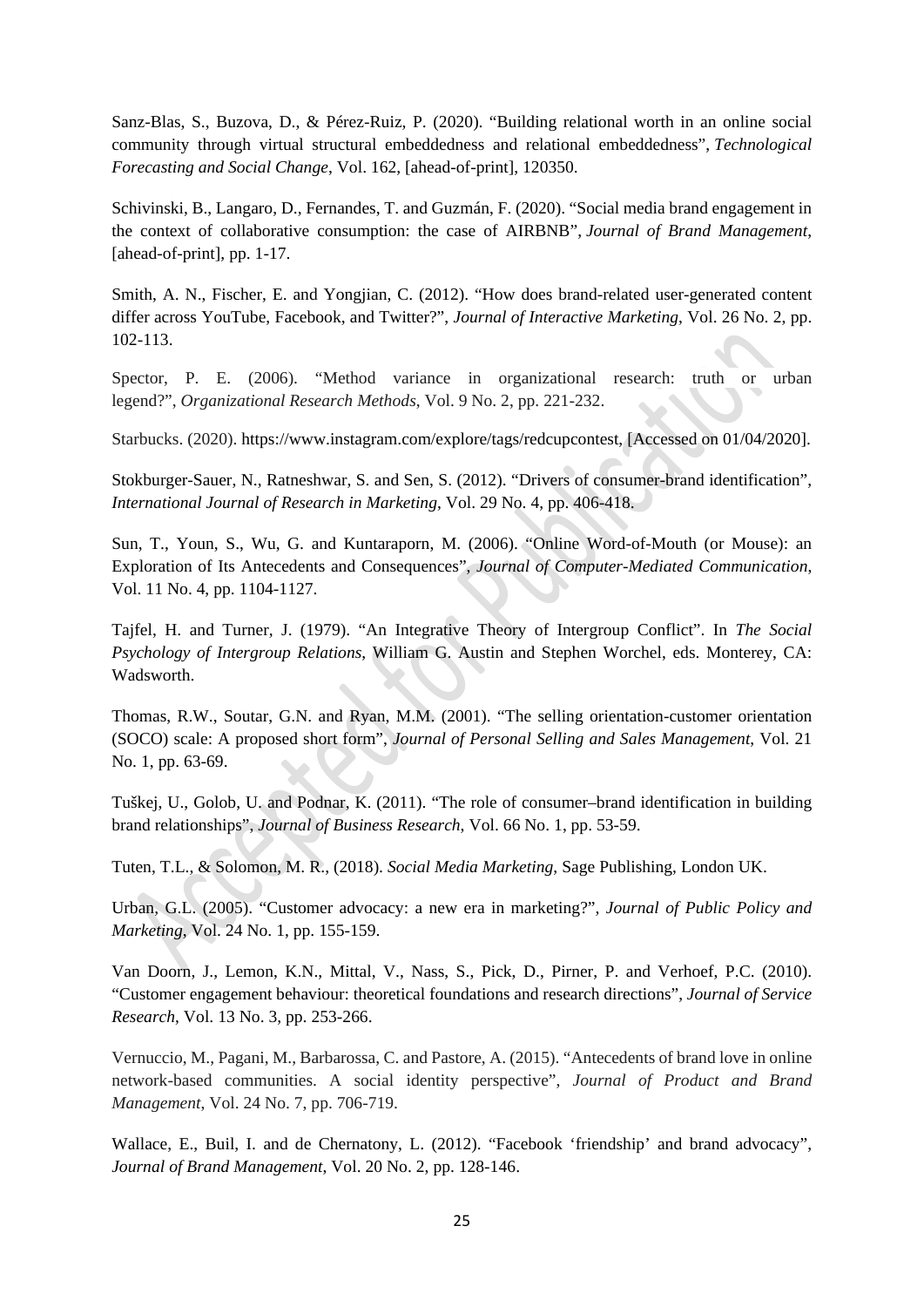Sanz-Blas, S., Buzova, D., & Pérez-Ruiz, P. (2020). "Building relational worth in an online social community through virtual structural embeddedness and relational embeddedness", *Technological Forecasting and Social Change*, Vol. 162, [ahead-of-print], 120350.

Schivinski, B., Langaro, D., Fernandes, T. and Guzmán, F. (2020). "Social media brand engagement in the context of collaborative consumption: the case of AIRBNB", *Journal of Brand Management*, [ahead-of-print], pp. 1-17.

Smith, A. N., Fischer, E. and Yongjian, C. (2012). "How does brand-related user-generated content differ across YouTube, Facebook, and Twitter?", *Journal of Interactive Marketing*, Vol. 26 No. 2, pp. 102-113.

Spector, P. E. (2006). "Method variance in organizational research: truth or urban legend?", *Organizational Research Methods*, Vol. 9 No. 2, pp. 221-232.

Starbucks. (2020). https://www.instagram.com/explore/tags/redcupcontest, [Accessed on 01/04/2020].

Stokburger-Sauer, N., Ratneshwar, S. and Sen, S. (2012). "Drivers of consumer-brand identification", *International Journal of Research in Marketing*, Vol. 29 No. 4, pp. 406-418.

Sun, T., Youn, S., Wu, G. and Kuntaraporn, M. (2006). "Online Word-of-Mouth (or Mouse): an Exploration of Its Antecedents and Consequences", *Journal of Computer-Mediated Communication*, Vol. 11 No. 4, pp. 1104-1127.

Tajfel, H. and Turner, J. (1979). "An Integrative Theory of Intergroup Conflict". In *The Social Psychology of Intergroup Relations*, William G. Austin and Stephen Worchel, eds. Monterey, CA: Wadsworth.

Thomas, R.W., Soutar, G.N. and Ryan, M.M. (2001). "The selling orientation-customer orientation (SOCO) scale: A proposed short form", *Journal of Personal Selling and Sales Management*, Vol. 21 No. 1, pp. 63-69.

Tuškej, U., Golob, U. and Podnar, K. (2011). "The role of consumer–brand identification in building brand relationships", *Journal of Business Research*, Vol. 66 No. 1, pp. 53-59.

Tuten, T.L., & Solomon, M. R., (2018). *Social Media Marketing*, Sage Publishing, London UK.

Urban, G.L. (2005). "Customer advocacy: a new era in marketing?", *Journal of Public Policy and Marketing*, Vol. 24 No. 1, pp. 155-159.

Van Doorn, J., Lemon, K.N., Mittal, V., Nass, S., Pick, D., Pirner, P. and Verhoef, P.C. (2010). "Customer engagement behaviour: theoretical foundations and research directions", *Journal of Service Research*, Vol. 13 No. 3, pp. 253-266.

Vernuccio, M., Pagani, M., Barbarossa, C. and Pastore, A. (2015). "Antecedents of brand love in online network-based communities. A social identity perspective", *Journal of Product and Brand Management*, Vol. 24 No. 7, pp. 706-719.

Wallace, E., Buil, I. and de Chernatony, L. (2012). "Facebook 'friendship' and brand advocacy", *Journal of Brand Management*, Vol. 20 No. 2, pp. 128-146.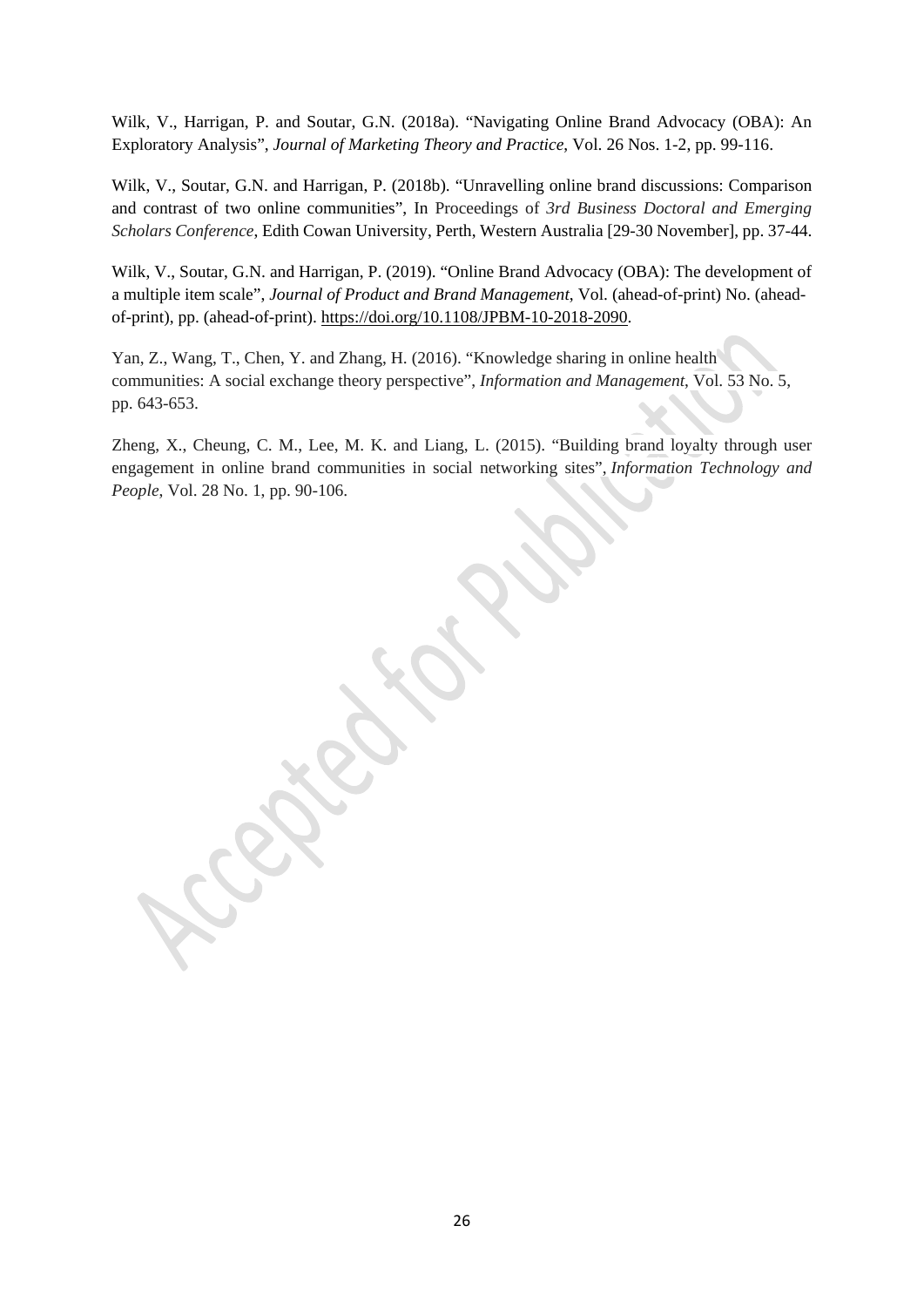Wilk, V., Harrigan, P. and Soutar, G.N. (2018a). "Navigating Online Brand Advocacy (OBA): An Exploratory Analysis", *Journal of Marketing Theory and Practice*, Vol. 26 Nos. 1-2, pp. 99-116.

Wilk, V., Soutar, G.N. and Harrigan, P. (2018b). "Unravelling online brand discussions: Comparison and contrast of two online communities", In Proceedings of *3rd Business Doctoral and Emerging Scholars Conference*, Edith Cowan University, Perth, Western Australia [29-30 November], pp. 37-44.

Wilk, V., Soutar, G.N. and Harrigan, P. (2019). "Online Brand Advocacy (OBA): The development of a multiple item scale", *Journal of Product and Brand Management*, Vol. (ahead-of-print) No. (ahead-of-print), pp. (ahead-of-print). https://doi.org/10.1108/JPBM-10-2018-2090.

Yan, Z., Wang, T., Chen, Y. and Zhang, H. (2016). "Knowledge sharing in online health communities: A social exchange theory perspective", *Information and Management*, Vol. 53 No. 5, pp. 643-653.

Zheng, X., Cheung, C. M., Lee, M. K. and Liang, L. (2015). "Building brand loyalty through user engagement in online brand communities in social networking sites", *Information Technology and People*, Vol. 28 No. 1, pp. 90-106.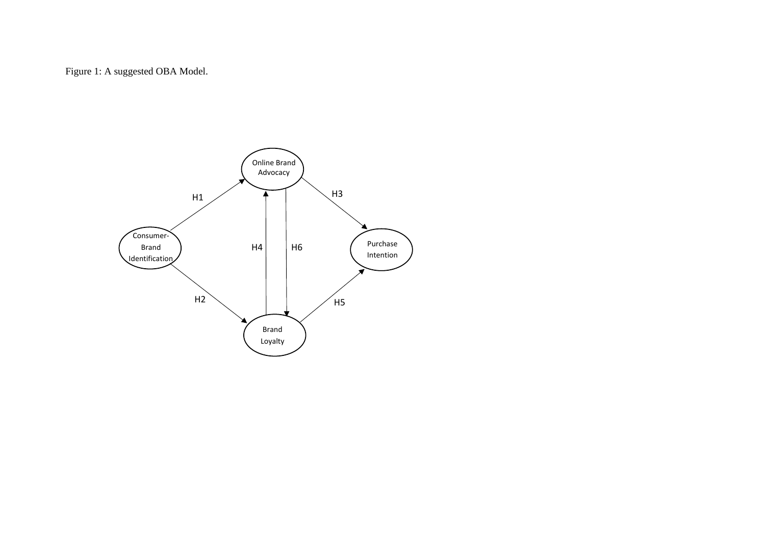Figure 1: A suggested OBA Model.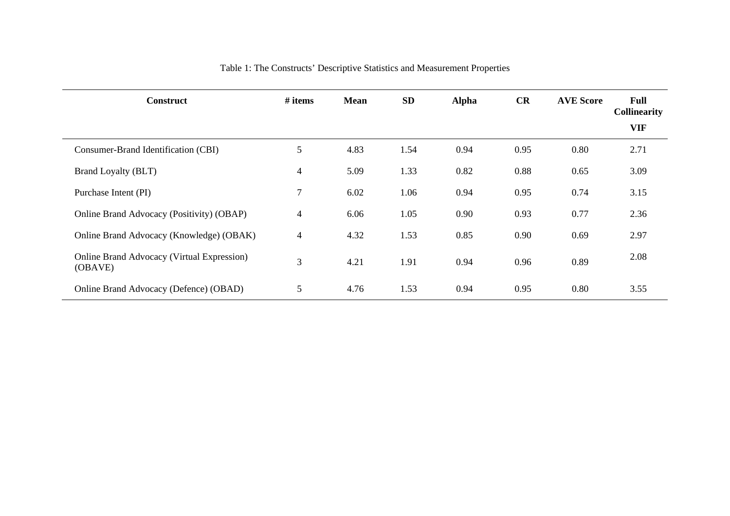Table 1: The Constructs' Descriptive Statistics and Measurement Properties

| Construct | # items | Mean | SD | Alpha | CR | AVE Score | Full Collinearity VIF |
|---|---|---|---|---|---|---|---|
| Consumer-Brand Identification (CBI) | 5 | 4.83 | 1.54 | 0.94 | 0.95 | 0.80 | 2.71 |
| Brand Loyalty (BLT) | 4 | 5.09 | 1.33 | 0.82 | 0.88 | 0.65 | 3.09 |
| Purchase Intent (PI) | 7 | 6.02 | 1.06 | 0.94 | 0.95 | 0.74 | 3.15 |
| Online Brand Advocacy (Positivity) (OBAP) | 4 | 6.06 | 1.05 | 0.90 | 0.93 | 0.77 | 2.36 |
| Online Brand Advocacy (Knowledge) (OBAK) | 4 | 4.32 | 1.53 | 0.85 | 0.90 | 0.69 | 2.97 |
| Online Brand Advocacy (Virtual Expression) (OBAVE) | 3 | 4.21 | 1.91 | 0.94 | 0.96 | 0.89 | 2.08 |
| Online Brand Advocacy (Defence) (OBAD) | 5 | 4.76 | 1.53 | 0.94 | 0.95 | 0.80 | 3.55 |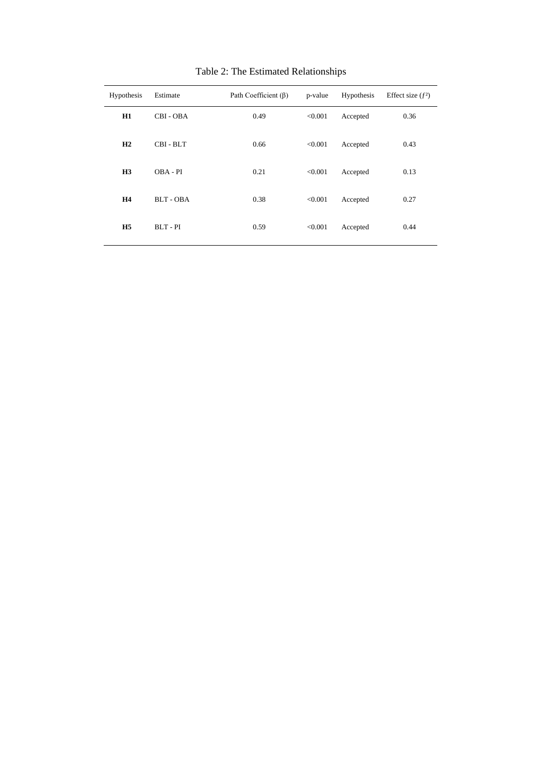Table 2: The Estimated Relationships

| Hypothesis | Estimate | Path Coefficient (β) | p-value | Hypothesis | Effect size ($f^2$) |
|---|---|---|---|---|---|
| **H1** | CBI - OBA | 0.49 | <0.001 | Accepted | 0.36 |
| **H2** | CBI - BLT | 0.66 | <0.001 | Accepted | 0.43 |
| **H3** | OBA - PI | 0.21 | <0.001 | Accepted | 0.13 |
| **H4** | BLT - OBA | 0.38 | <0.001 | Accepted | 0.27 |
| **H5** | BLT - PI | 0.59 | <0.001 | Accepted | 0.44 |